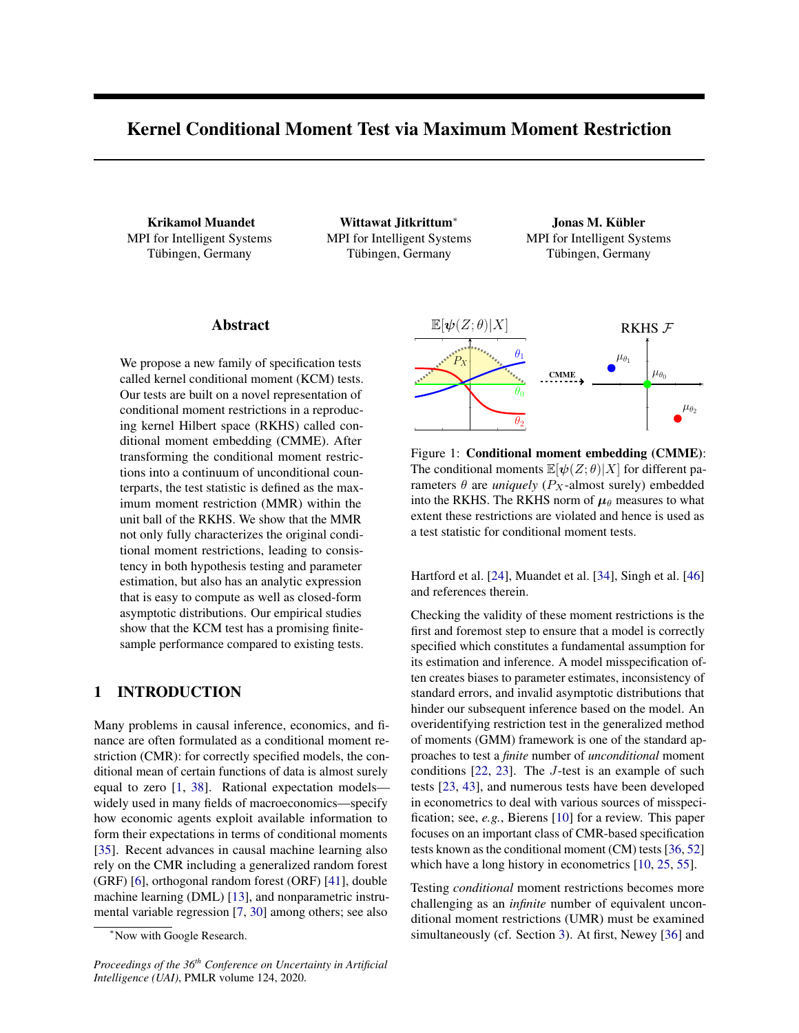# Kernel Conditional Moment Test via Maximum Moment Restriction

**Krikamol Muandet**
MPI for Intelligent Systems
Tübingen, Germany

**Wittawat Jitkrittum***
MPI for Intelligent Systems
Tübingen, Germany

**Jonas M. Kübler**
MPI for Intelligent Systems
Tübingen, Germany

## Abstract

We propose a new family of specification tests called kernel conditional moment (KCM) tests. Our tests are built on a novel representation of conditional moment restrictions in a reproducing kernel Hilbert space (RKHS) called conditional moment embedding (CMME). After transforming the conditional moment restrictions into a continuum of unconditional counterparts, the test statistic is defined as the maximum moment restriction (MMR) within the unit ball of the RKHS. We show that the MMR not only fully characterizes the original conditional moment restrictions, leading to consistency in both hypothesis testing and parameter estimation, but also has an analytic expression that is easy to compute as well as closed-form asymptotic distributions. Our empirical studies show that the KCM test has a promising finite-sample performance compared to existing tests.

## 1 INTRODUCTION

Many problems in causal inference, economics, and finance are often formulated as a conditional moment restriction (CMR): for correctly specified models, the conditional mean of certain functions of data is almost surely equal to zero [1, 38]. Rational expectation models—widely used in many fields of macroeconomics—specify how economic agents exploit available information to form their expectations in terms of conditional moments [35]. Recent advances in causal machine learning also rely on the CMR including a generalized random forest (GRF) [6], orthogonal random forest (ORF) [41], double machine learning (DML) [13], and nonparametric instrumental variable regression [7, 30] among others; see also Hartford et al. [24], Muandet et al. [34], Singh et al. [46] and references therein.

Figure 1: **Conditional moment embedding (CMME)**: The conditional moments $\mathbb{E}[\boldsymbol{\psi}(Z;\theta)|X]$ for different parameters $\theta$ are *uniquely* ($P_X$-almost surely) embedded into the RKHS. The RKHS norm of $\boldsymbol{\mu}_\theta$ measures to what extent these restrictions are violated and hence is used as a test statistic for conditional moment tests.

Checking the validity of these moment restrictions is the first and foremost step to ensure that a model is correctly specified which constitutes a fundamental assumption for its estimation and inference. A model misspecification often creates biases to parameter estimates, inconsistency of standard errors, and invalid asymptotic distributions that hinder our subsequent inference based on the model. An overidentifying restriction test in the generalized method of moments (GMM) framework is one of the standard approaches to test a *finite* number of *unconditional* moment conditions [22, 23]. The $J$-test is an example of such tests [23, 43], and numerous tests have been developed in econometrics to deal with various sources of misspecification; see, *e.g.*, Bierens [10] for a review. This paper focuses on an important class of CMR-based specification tests known as the conditional moment (CM) tests [36, 52] which have a long history in econometrics [10, 25, 55].

Testing *conditional* moment restrictions becomes more challenging as an *infinite* number of equivalent unconditional moment restrictions (UMR) must be examined simultaneously (cf. Section 3). At first, Newey [36] and

*Now with Google Research.

*Proceedings of the 36th Conference on Uncertainty in Artificial Intelligence (UAI)*, PMLR volume 124, 2020.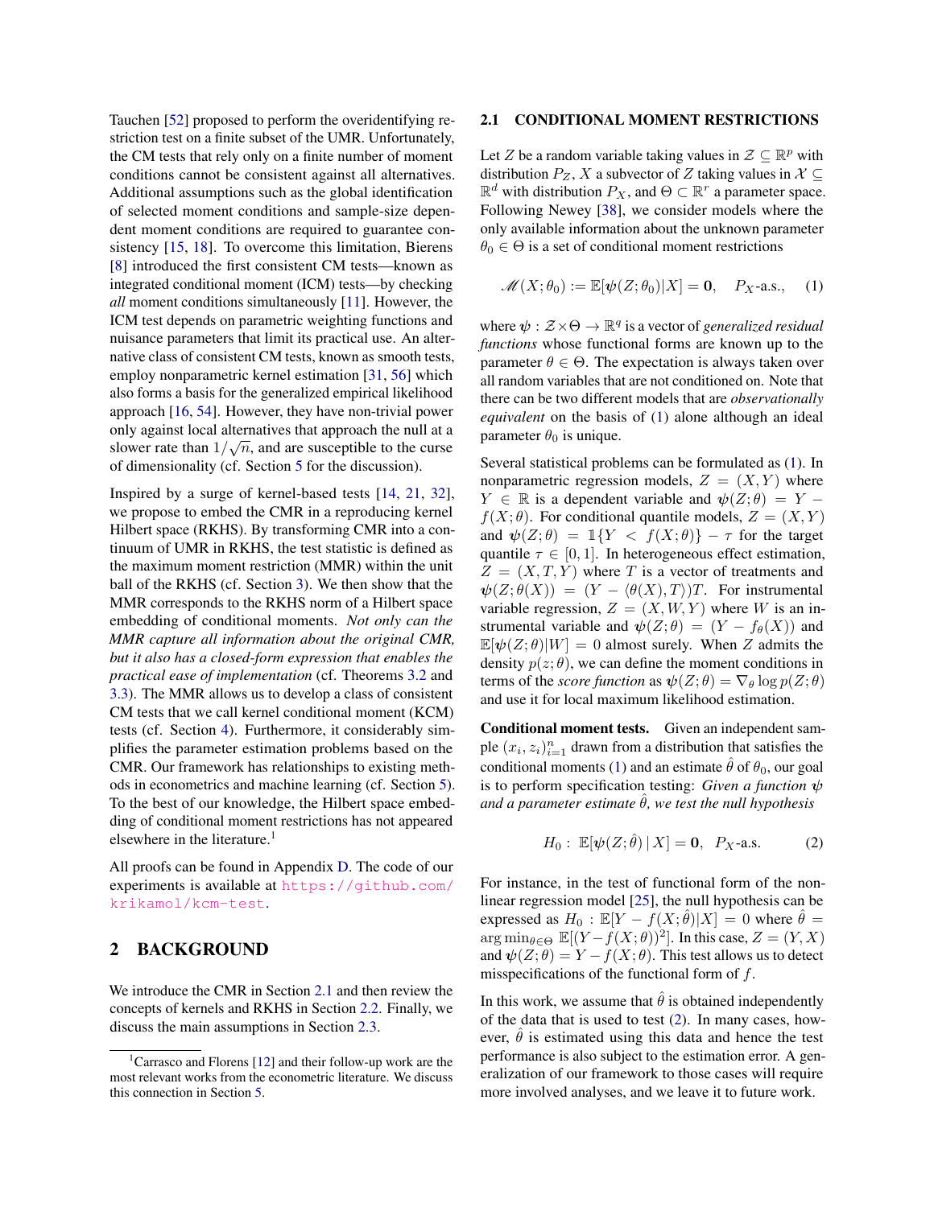Tauchen [52] proposed to perform the overidentifying restriction test on a finite subset of the UMR. Unfortunately, the CM tests that rely only on a finite number of moment conditions cannot be consistent against all alternatives. Additional assumptions such as the global identification of selected moment conditions and sample-size dependent moment conditions are required to guarantee consistency [15, 18]. To overcome this limitation, Bierens [8] introduced the first consistent CM tests—known as integrated conditional moment (ICM) tests—by checking *all* moment conditions simultaneously [11]. However, the ICM test depends on parametric weighting functions and nuisance parameters that limit its practical use. An alternative class of consistent CM tests, known as smooth tests, employ nonparametric kernel estimation [31, 56] which also forms a basis for the generalized empirical likelihood approach [16, 54]. However, they have non-trivial power only against local alternatives that approach the null at a slower rate than $1/\sqrt{n}$, and are susceptible to the curse of dimensionality (cf. Section 5 for the discussion).

Inspired by a surge of kernel-based tests [14, 21, 32], we propose to embed the CMR in a reproducing kernel Hilbert space (RKHS). By transforming CMR into a continuum of UMR in RKHS, the test statistic is defined as the maximum moment restriction (MMR) within the unit ball of the RKHS (cf. Section 3). We then show that the MMR corresponds to the RKHS norm of a Hilbert space embedding of conditional moments. *Not only can the MMR capture all information about the original CMR, but it also has a closed-form expression that enables the practical ease of implementation* (cf. Theorems 3.2 and 3.3). The MMR allows us to develop a class of consistent CM tests that we call kernel conditional moment (KCM) tests (cf. Section 4). Furthermore, it considerably simplifies the parameter estimation problems based on the CMR. Our framework has relationships to existing methods in econometrics and machine learning (cf. Section 5). To the best of our knowledge, the Hilbert space embedding of conditional moment restrictions has not appeared elsewhere in the literature.[1]

All proofs can be found in Appendix D. The code of our experiments is available at https://github.com/krikamol/kcm-test.

# 2 BACKGROUND

We introduce the CMR in Section 2.1 and then review the concepts of kernels and RKHS in Section 2.2. Finally, we discuss the main assumptions in Section 2.3.

[1] Carrasco and Florens [12] and their follow-up work are the most relevant works from the econometric literature. We discuss this connection in Section 5.

## 2.1 CONDITIONAL MOMENT RESTRICTIONS

Let $Z$ be a random variable taking values in $\mathcal{Z} \subseteq \mathbb{R}^p$ with distribution $P_Z$, $X$ a subvector of $Z$ taking values in $\mathcal{X} \subseteq \mathbb{R}^d$ with distribution $P_X$, and $\Theta \subset \mathbb{R}^r$ a parameter space. Following Newey [38], we consider models where the only available information about the unknown parameter $\theta_0 \in \Theta$ is a set of conditional moment restrictions

$$\mathscr{M}(X;\theta_0) := \mathbb{E}[\boldsymbol{\psi}(Z;\theta_0)|X] = \mathbf{0}, \quad P_X\text{-a.s.}, \qquad (1)$$

where $\boldsymbol{\psi} : \mathcal{Z}\times\Theta \to \mathbb{R}^q$ is a vector of *generalized residual functions* whose functional forms are known up to the parameter $\theta \in \Theta$. The expectation is always taken over all random variables that are not conditioned on. Note that there can be two different models that are *observationally equivalent* on the basis of (1) alone although an ideal parameter $\theta_0$ is unique.

Several statistical problems can be formulated as (1). In nonparametric regression models, $Z = (X, Y)$ where $Y \in \mathbb{R}$ is a dependent variable and $\boldsymbol{\psi}(Z;\theta) = Y - f(X;\theta)$. For conditional quantile models, $Z = (X, Y)$ and $\boldsymbol{\psi}(Z;\theta) = \mathbb{1}\{Y < f(X;\theta)\} - \tau$ for the target quantile $\tau \in [0, 1]$. In heterogeneous effect estimation, $Z = (X, T, Y)$ where $T$ is a vector of treatments and $\boldsymbol{\psi}(Z;\theta(X)) = (Y - \langle\theta(X), T\rangle)T$. For instrumental variable regression, $Z = (X, W, Y)$ where $W$ is an instrumental variable and $\boldsymbol{\psi}(Z;\theta) = (Y - f_\theta(X))$ and $\mathbb{E}[\boldsymbol{\psi}(Z;\theta)|W] = 0$ almost surely. When $Z$ admits the density $p(z;\theta)$, we can define the moment conditions in terms of the *score function* as $\boldsymbol{\psi}(Z;\theta) = \nabla_\theta \log p(Z;\theta)$ and use it for local maximum likelihood estimation.

**Conditional moment tests.** Given an independent sample $(x_i, z_i)_{i=1}^n$ drawn from a distribution that satisfies the conditional moments (1) and an estimate $\hat{\theta}$ of $\theta_0$, our goal is to perform specification testing: *Given a function $\boldsymbol{\psi}$ and a parameter estimate $\hat{\theta}$, we test the null hypothesis*

$$H_0 : \; \mathbb{E}[\boldsymbol{\psi}(Z;\hat{\theta}) \,|\, X] = \mathbf{0}, \;\; P_X\text{-a.s.} \qquad (2)$$

For instance, in the test of functional form of the nonlinear regression model [25], the null hypothesis can be expressed as $H_0 : \mathbb{E}[Y - f(X;\hat{\theta})|X] = 0$ where $\hat{\theta} = \arg\min_{\theta\in\Theta} \mathbb{E}[(Y - f(X;\theta))^2]$. In this case, $Z = (Y, X)$ and $\boldsymbol{\psi}(Z;\theta) = Y - f(X;\theta)$. This test allows us to detect misspecifications of the functional form of $f$.

In this work, we assume that $\hat{\theta}$ is obtained independently of the data that is used to test (2). In many cases, however, $\hat{\theta}$ is estimated using this data and hence the test performance is also subject to the estimation error. A generalization of our framework to those cases will require more involved analyses, and we leave it to future work.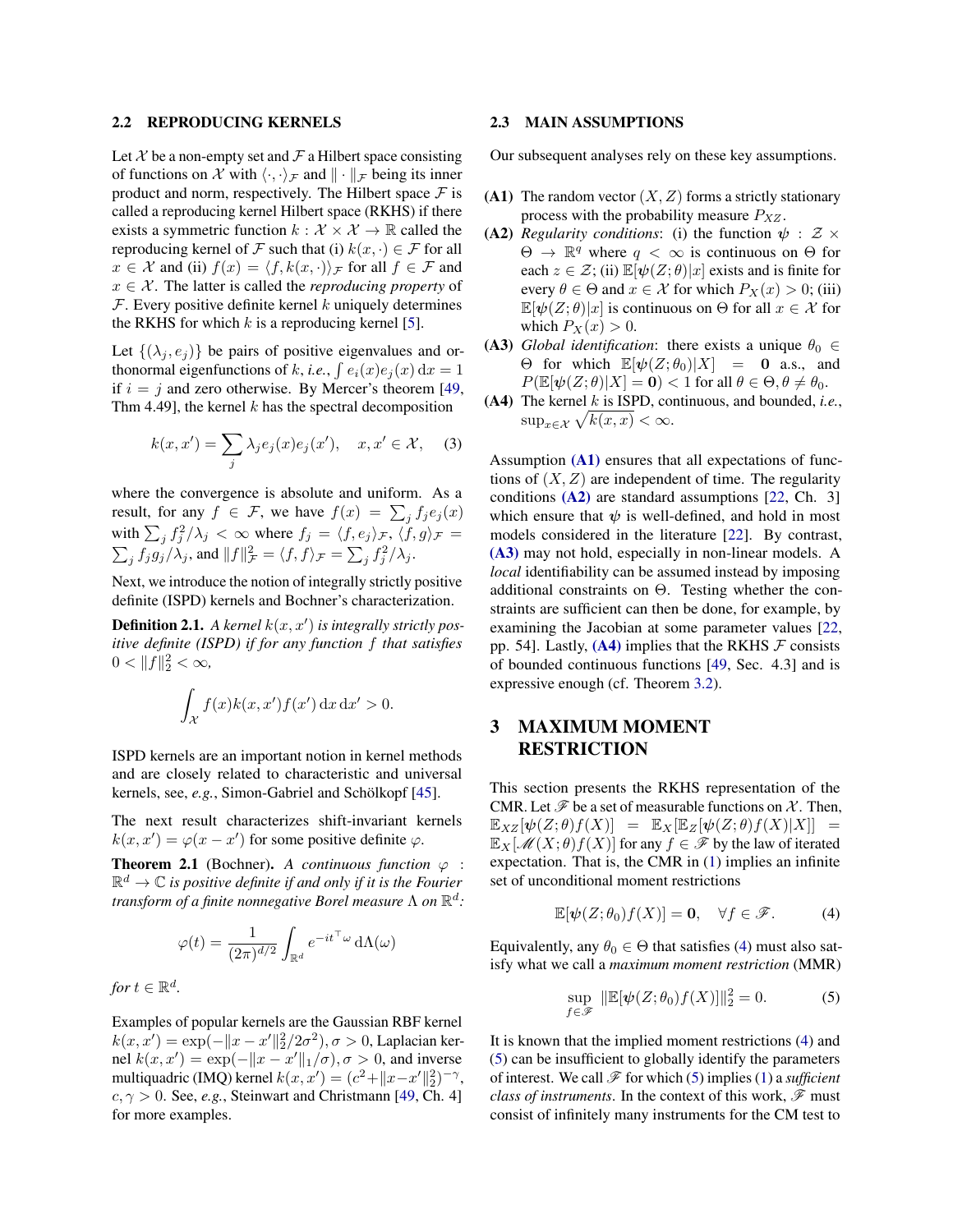## 2.2 REPRODUCING KERNELS

Let $\mathcal{X}$ be a non-empty set and $\mathcal{F}$ a Hilbert space consisting of functions on $\mathcal{X}$ with $\langle\cdot,\cdot\rangle_{\mathcal{F}}$ and $\|\cdot\|_{\mathcal{F}}$ being its inner product and norm, respectively. The Hilbert space $\mathcal{F}$ is called a reproducing kernel Hilbert space (RKHS) if there exists a symmetric function $k : \mathcal{X}\times\mathcal{X} \to \mathbb{R}$ called the reproducing kernel of $\mathcal{F}$ such that (i) $k(x,\cdot) \in \mathcal{F}$ for all $x \in \mathcal{X}$ and (ii) $f(x) = \langle f, k(x,\cdot)\rangle_{\mathcal{F}}$ for all $f \in \mathcal{F}$ and $x \in \mathcal{X}$. The latter is called the *reproducing property* of $\mathcal{F}$. Every positive definite kernel $k$ uniquely determines the RKHS for which $k$ is a reproducing kernel [5].

Let $\{(\lambda_j, e_j)\}$ be pairs of positive eigenvalues and orthonormal eigenfunctions of $k$, *i.e.*, $\int e_i(x)e_j(x)\,\mathrm{d}x = 1$ if $i = j$ and zero otherwise. By Mercer's theorem [49, Thm 4.49], the kernel $k$ has the spectral decomposition

$$k(x,x') = \sum_j \lambda_j e_j(x)e_j(x'), \quad x,x' \in \mathcal{X}, \qquad (3)$$

where the convergence is absolute and uniform. As a result, for any $f \in \mathcal{F}$, we have $f(x) = \sum_j f_j e_j(x)$ with $\sum_j f_j^2/\lambda_j < \infty$ where $f_j = \langle f, e_j\rangle_{\mathcal{F}}$, $\langle f, g\rangle_{\mathcal{F}} = \sum_j f_j g_j/\lambda_j$, and $\|f\|^2_{\mathcal{F}} = \langle f, f\rangle_{\mathcal{F}} = \sum_j f_j^2/\lambda_j$.

Next, we introduce the notion of integrally strictly positive definite (ISPD) kernels and Bochner's characterization.

**Definition 2.1.** *A kernel $k(x,x')$ is integrally strictly positive definite (ISPD) if for any function $f$ that satisfies $0 < \|f\|_2^2 < \infty$,*

$$\int_{\mathcal{X}} f(x)k(x,x')f(x')\,\mathrm{d}x\,\mathrm{d}x' > 0.$$

ISPD kernels are an important notion in kernel methods and are closely related to characteristic and universal kernels, see, *e.g.*, Simon-Gabriel and Schölkopf [45].

The next result characterizes shift-invariant kernels $k(x,x') = \varphi(x-x')$ for some positive definite $\varphi$.

**Theorem 2.1** (Bochner). *A continuous function $\varphi : \mathbb{R}^d \to \mathbb{C}$ is positive definite if and only if it is the Fourier transform of a finite nonnegative Borel measure $\Lambda$ on $\mathbb{R}^d$:*

$$\varphi(t) = \frac{1}{(2\pi)^{d/2}}\int_{\mathbb{R}^d} e^{-it^\top\omega}\,\mathrm{d}\Lambda(\omega)$$

*for $t \in \mathbb{R}^d$.*

Examples of popular kernels are the Gaussian RBF kernel $k(x,x') = \exp(-\|x-x'\|_2^2/2\sigma^2), \sigma > 0$, Laplacian kernel $k(x,x') = \exp(-\|x-x'\|_1/\sigma), \sigma > 0$, and inverse multiquadric (IMQ) kernel $k(x,x') = (c^2 + \|x-x'\|_2^2)^{-\gamma}$, $c,\gamma > 0$. See, *e.g.*, Steinwart and Christmann [49, Ch. 4] for more examples.

## 2.3 MAIN ASSUMPTIONS

Our subsequent analyses rely on these key assumptions.

- **(A1)** The random vector $(X,Z)$ forms a strictly stationary process with the probability measure $P_{XZ}$.
- **(A2)** *Regularity conditions*: (i) the function $\boldsymbol{\psi} : \mathcal{Z}\times\Theta \to \mathbb{R}^q$ where $q < \infty$ is continuous on $\Theta$ for each $z \in \mathcal{Z}$; (ii) $\mathbb{E}[\boldsymbol{\psi}(Z;\theta)|x]$ exists and is finite for every $\theta \in \Theta$ and $x \in \mathcal{X}$ for which $P_X(x) > 0$; (iii) $\mathbb{E}[\boldsymbol{\psi}(Z;\theta)|x]$ is continuous on $\Theta$ for all $x \in \mathcal{X}$ for which $P_X(x) > 0$.
- **(A3)** *Global identification*: there exists a unique $\theta_0 \in \Theta$ for which $\mathbb{E}[\boldsymbol{\psi}(Z;\theta_0)|X] = \mathbf{0}$ a.s., and $P(\mathbb{E}[\boldsymbol{\psi}(Z;\theta)|X] = \mathbf{0}) < 1$ for all $\theta \in \Theta, \theta \neq \theta_0$.
- **(A4)** The kernel $k$ is ISPD, continuous, and bounded, *i.e.*, $\sup_{x\in\mathcal{X}}\sqrt{k(x,x)} < \infty$.

Assumption (A1) ensures that all expectations of functions of $(X,Z)$ are independent of time. The regularity conditions (A2) are standard assumptions [22, Ch. 3] which ensure that $\boldsymbol{\psi}$ is well-defined, and hold in most models considered in the literature [22]. By contrast, (A3) may not hold, especially in non-linear models. A *local* identifiability can be assumed instead by imposing additional constraints on $\Theta$. Testing whether the constraints are sufficient can then be done, for example, by examining the Jacobian at some parameter values [22, pp. 54]. Lastly, (A4) implies that the RKHS $\mathcal{F}$ consists of bounded continuous functions [49, Sec. 4.3] and is expressive enough (cf. Theorem 3.2).

# 3 MAXIMUM MOMENT RESTRICTION

This section presents the RKHS representation of the CMR. Let $\mathscr{F}$ be a set of measurable functions on $\mathcal{X}$. Then, $\mathbb{E}_{XZ}[\boldsymbol{\psi}(Z;\theta)f(X)] = \mathbb{E}_X[\mathbb{E}_Z[\boldsymbol{\psi}(Z;\theta)f(X)|X]] = \mathbb{E}_X[\mathscr{M}(X;\theta)f(X)]$ for any $f \in \mathscr{F}$ by the law of iterated expectation. That is, the CMR in (1) implies an infinite set of unconditional moment restrictions

$$\mathbb{E}[\boldsymbol{\psi}(Z;\theta_0)f(X)] = \mathbf{0}, \quad \forall f \in \mathscr{F}. \qquad (4)$$

Equivalently, any $\theta_0 \in \Theta$ that satisfies (4) must also satisfy what we call a *maximum moment restriction* (MMR)

$$\sup_{f\in\mathscr{F}} \|\mathbb{E}[\boldsymbol{\psi}(Z;\theta_0)f(X)]\|_2^2 = 0. \qquad (5)$$

It is known that the implied moment restrictions (4) and (5) can be insufficient to globally identify the parameters of interest. We call $\mathscr{F}$ for which (5) implies (1) a *sufficient class of instruments*. In the context of this work, $\mathscr{F}$ must consist of infinitely many instruments for the CM test to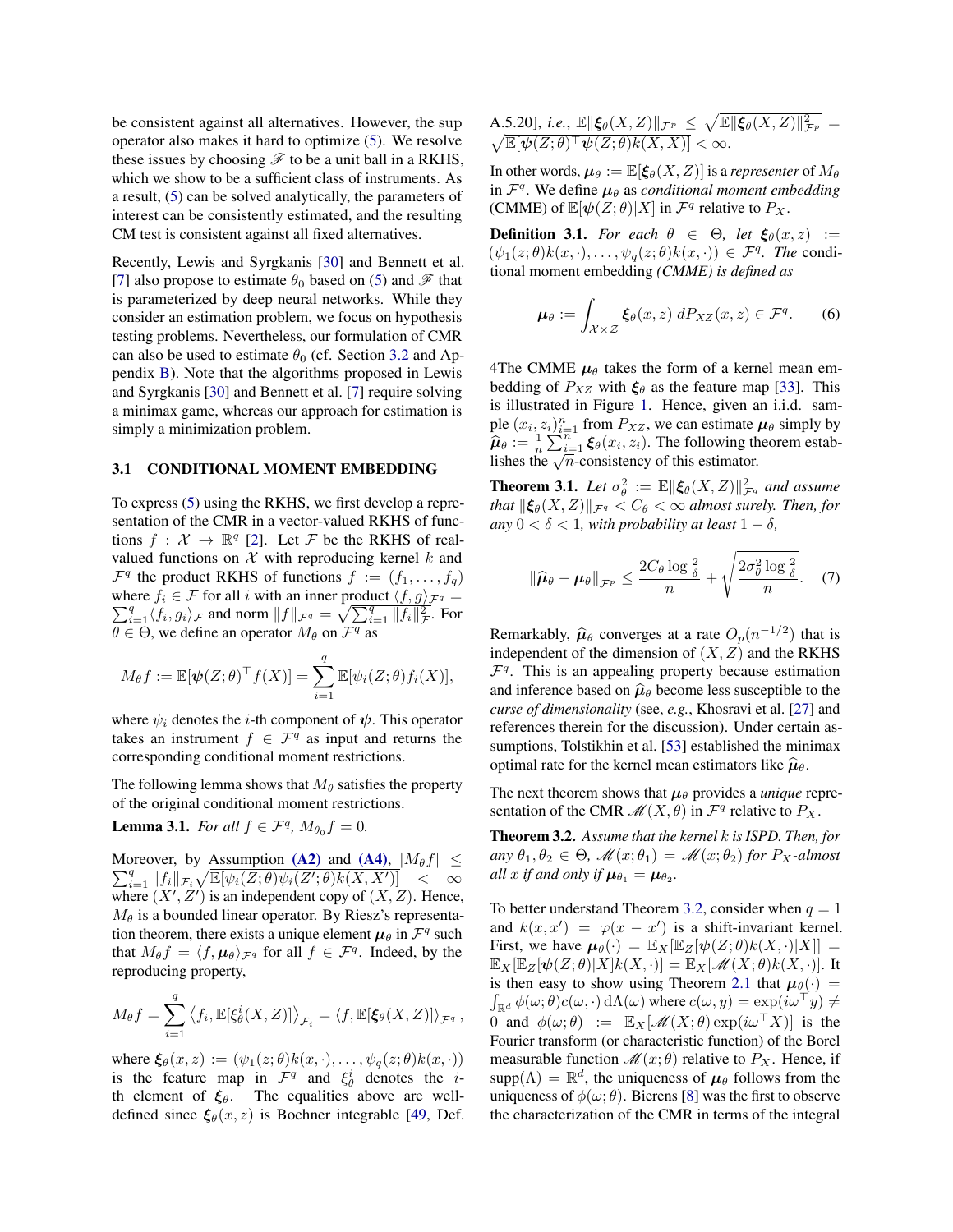be consistent against all alternatives. However, the sup operator also makes it hard to optimize (5). We resolve these issues by choosing $\mathscr{F}$ to be a unit ball in a RKHS, which we show to be a sufficient class of instruments. As a result, (5) can be solved analytically, the parameters of interest can be consistently estimated, and the resulting CM test is consistent against all fixed alternatives.

Recently, Lewis and Syrgkanis [30] and Bennett et al. [7] also propose to estimate $\theta_0$ based on (5) and $\mathscr{F}$ that is parameterized by deep neural networks. While they consider an estimation problem, we focus on hypothesis testing problems. Nevertheless, our formulation of CMR can also be used to estimate $\theta_0$ (cf. Section 3.2 and Appendix B). Note that the algorithms proposed in Lewis and Syrgkanis [30] and Bennett et al. [7] require solving a minimax game, whereas our approach for estimation is simply a minimization problem.

### 3.1 CONDITIONAL MOMENT EMBEDDING

To express (5) using the RKHS, we first develop a representation of the CMR in a vector-valued RKHS of functions $f : \mathcal{X} \to \mathbb{R}^q$ [2]. Let $\mathcal{F}$ be the RKHS of real-valued functions on $\mathcal{X}$ with reproducing kernel $k$ and $\mathcal{F}^q$ the product RKHS of functions $f := (f_1, \ldots, f_q)$ where $f_i \in \mathcal{F}$ for all $i$ with an inner product $\langle f, g \rangle_{\mathcal{F}^q} = \sum_{i=1}^q \langle f_i, g_i \rangle_{\mathcal{F}}$ and norm $\|f\|_{\mathcal{F}^q} = \sqrt{\sum_{i=1}^q \|f_i\|^2_{\mathcal{F}}}$. For $\theta \in \Theta$, we define an operator $M_\theta$ on $\mathcal{F}^q$ as

$$M_\theta f := \mathbb{E}[\boldsymbol{\psi}(Z;\theta)^\top f(X)] = \sum_{i=1}^q \mathbb{E}[\psi_i(Z;\theta) f_i(X)],$$

where $\psi_i$ denotes the $i$-th component of $\boldsymbol{\psi}$. This operator takes an instrument $f \in \mathcal{F}^q$ as input and returns the corresponding conditional moment restrictions.

The following lemma shows that $M_\theta$ satisfies the property of the original conditional moment restrictions.

**Lemma 3.1.** *For all $f \in \mathcal{F}^q$, $M_{\theta_0} f = 0$.*

Moreover, by Assumption **(A2)** and **(A4)**, $|M_\theta f| \le \sum_{i=1}^q \|f_i\|_{\mathcal{F}_i} \sqrt{\mathbb{E}[\psi_i(Z;\theta)\psi_i(Z';\theta)k(X,X')]} < \infty$ where $(X', Z')$ is an independent copy of $(X, Z)$. Hence, $M_\theta$ is a bounded linear operator. By Riesz's representation theorem, there exists a unique element $\boldsymbol{\mu}_\theta$ in $\mathcal{F}^q$ such that $M_\theta f = \langle f, \boldsymbol{\mu}_\theta \rangle_{\mathcal{F}^q}$ for all $f \in \mathcal{F}^q$. Indeed, by the reproducing property,

$$M_\theta f = \sum_{i=1}^q \left\langle f_i, \mathbb{E}[\xi_\theta^i(X,Z)] \right\rangle_{\mathcal{F}_i} = \langle f, \mathbb{E}[\boldsymbol{\xi}_\theta(X,Z)] \rangle_{\mathcal{F}^q},$$

where $\boldsymbol{\xi}_\theta(x,z) := (\psi_1(z;\theta)k(x,\cdot), \ldots, \psi_q(z;\theta)k(x,\cdot))$ is the feature map in $\mathcal{F}^q$ and $\xi_\theta^i$ denotes the $i$-th element of $\boldsymbol{\xi}_\theta$. The equalities above are well-defined since $\boldsymbol{\xi}_\theta(x,z)$ is Bochner integrable [49, Def. A.5.20], *i.e.*, $\mathbb{E}\|\boldsymbol{\xi}_\theta(X,Z)\|_{\mathcal{F}^p} \le \sqrt{\mathbb{E}\|\boldsymbol{\xi}_\theta(X,Z)\|^2_{\mathcal{F}^p}} = \sqrt{\mathbb{E}[\boldsymbol{\psi}(Z;\theta)^\top \boldsymbol{\psi}(Z;\theta)k(X,X)]} < \infty$.

In other words, $\boldsymbol{\mu}_\theta := \mathbb{E}[\boldsymbol{\xi}_\theta(X,Z)]$ is a *representer* of $M_\theta$ in $\mathcal{F}^q$. We define $\boldsymbol{\mu}_\theta$ as *conditional moment embedding* (CMME) of $\mathbb{E}[\boldsymbol{\psi}(Z;\theta)|X]$ in $\mathcal{F}^q$ relative to $P_X$.

**Definition 3.1.** *For each $\theta \in \Theta$, let $\boldsymbol{\xi}_\theta(x,z) := (\psi_1(z;\theta)k(x,\cdot), \ldots, \psi_q(z;\theta)k(x,\cdot)) \in \mathcal{F}^q$. The* conditional moment embedding *(CMME) is defined as*

$$\boldsymbol{\mu}_\theta := \int_{\mathcal{X}\times\mathcal{Z}} \boldsymbol{\xi}_\theta(x,z)\, dP_{XZ}(x,z) \in \mathcal{F}^q. \qquad (6)$$

4The CMME $\boldsymbol{\mu}_\theta$ takes the form of a kernel mean embedding of $P_{XZ}$ with $\boldsymbol{\xi}_\theta$ as the feature map [33]. This is illustrated in Figure 1. Hence, given an i.i.d. sample $(x_i, z_i)_{i=1}^n$ from $P_{XZ}$, we can estimate $\boldsymbol{\mu}_\theta$ simply by $\widehat{\boldsymbol{\mu}}_\theta := \frac{1}{n}\sum_{i=1}^n \boldsymbol{\xi}_\theta(x_i, z_i)$. The following theorem establishes the $\sqrt{n}$-consistency of this estimator.

**Theorem 3.1.** *Let $\sigma_\theta^2 := \mathbb{E}\|\boldsymbol{\xi}_\theta(X,Z)\|^2_{\mathcal{F}^q}$ and assume that $\|\boldsymbol{\xi}_\theta(X,Z)\|_{\mathcal{F}^q} < C_\theta < \infty$ almost surely. Then, for any $0 < \delta < 1$, with probability at least $1-\delta$,*

$$\|\widehat{\boldsymbol{\mu}}_\theta - \boldsymbol{\mu}_\theta\|_{\mathcal{F}^p} \le \frac{2C_\theta \log\frac{2}{\delta}}{n} + \sqrt{\frac{2\sigma_\theta^2 \log\frac{2}{\delta}}{n}}. \qquad (7)$$

Remarkably, $\widehat{\boldsymbol{\mu}}_\theta$ converges at a rate $O_p(n^{-1/2})$ that is independent of the dimension of $(X, Z)$ and the RKHS $\mathcal{F}^q$. This is an appealing property because estimation and inference based on $\widehat{\boldsymbol{\mu}}_\theta$ become less susceptible to the *curse of dimensionality* (see, *e.g.*, Khosravi et al. [27] and references therein for the discussion). Under certain assumptions, Tolstikhin et al. [53] established the minimax optimal rate for the kernel mean estimators like $\widehat{\boldsymbol{\mu}}_\theta$.

The next theorem shows that $\boldsymbol{\mu}_\theta$ provides a *unique* representation of the CMR $\mathscr{M}(X,\theta)$ in $\mathcal{F}^q$ relative to $P_X$.

**Theorem 3.2.** *Assume that the kernel $k$ is ISPD. Then, for any $\theta_1, \theta_2 \in \Theta$, $\mathscr{M}(x;\theta_1) = \mathscr{M}(x;\theta_2)$ for $P_X$-almost all $x$ if and only if $\boldsymbol{\mu}_{\theta_1} = \boldsymbol{\mu}_{\theta_2}$.*

To better understand Theorem 3.2, consider when $q = 1$ and $k(x, x') = \varphi(x - x')$ is a shift-invariant kernel. First, we have $\boldsymbol{\mu}_\theta(\cdot) = \mathbb{E}_X[\mathbb{E}_Z[\boldsymbol{\psi}(Z;\theta)k(X,\cdot)|X]] = \mathbb{E}_X[\mathbb{E}_Z[\boldsymbol{\psi}(Z;\theta)|X]k(X,\cdot)] = \mathbb{E}_X[\mathscr{M}(X;\theta)k(X,\cdot)]$. It is then easy to show using Theorem 2.1 that $\boldsymbol{\mu}_\theta(\cdot) = \int_{\mathbb{R}^d} \phi(\omega;\theta)c(\omega,\cdot)\, \mathrm{d}\Lambda(\omega)$ where $c(\omega, y) = \exp(i\omega^\top y) \neq 0$ and $\phi(\omega;\theta) := \mathbb{E}_X[\mathscr{M}(X;\theta)\exp(i\omega^\top X)]$ is the Fourier transform (or characteristic function) of the Borel measurable function $\mathscr{M}(x;\theta)$ relative to $P_X$. Hence, if $\mathrm{supp}(\Lambda) = \mathbb{R}^d$, the uniqueness of $\boldsymbol{\mu}_\theta$ follows from the uniqueness of $\phi(\omega;\theta)$. Bierens [8] was the first to observe the characterization of the CMR in terms of the integral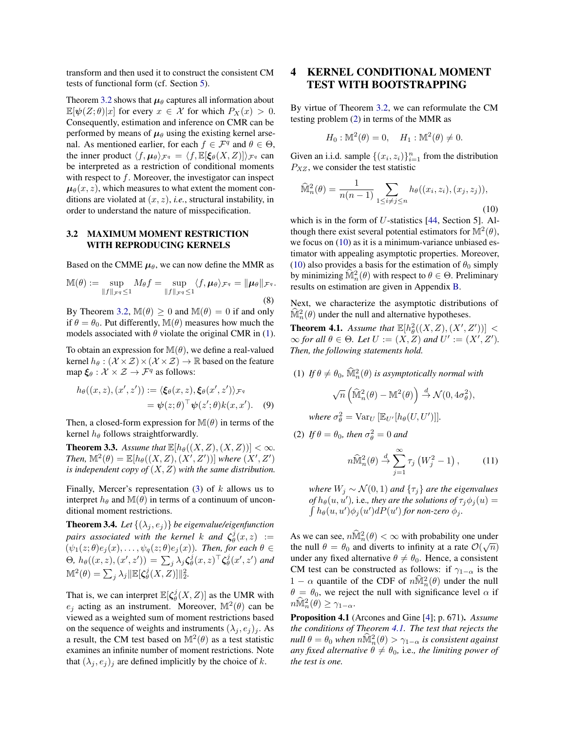transform and then used it to construct the consistent CM tests of functional form (cf. Section 5).

Theorem 3.2 shows that $\boldsymbol{\mu}_\theta$ captures all information about $\mathbb{E}[\boldsymbol{\psi}(Z;\theta)|x]$ for every $x \in \mathcal{X}$ for which $P_X(x) > 0$. Consequently, estimation and inference on CMR can be performed by means of $\boldsymbol{\mu}_\theta$ using the existing kernel arsenal. As mentioned earlier, for each $f \in \mathcal{F}^q$ and $\theta \in \Theta$, the inner product $\langle f, \boldsymbol{\mu}_\theta \rangle_{\mathcal{F}^q} = \langle f, \mathbb{E}[\boldsymbol{\xi}_\theta(X,Z)] \rangle_{\mathcal{F}^q}$ can be interpreted as a restriction of conditional moments with respect to $f$. Moreover, the investigator can inspect $\boldsymbol{\mu}_\theta(x,z)$, which measures to what extent the moment conditions are violated at $(x,z)$, *i.e.*, structural instability, in order to understand the nature of misspecification.

### 3.2 MAXIMUM MOMENT RESTRICTION WITH REPRODUCING KERNELS

Based on the CMME $\boldsymbol{\mu}_\theta$, we can now define the MMR as

$$\mathbb{M}(\theta) := \sup_{\|f\|_{\mathcal{F}^q} \le 1} M_\theta f = \sup_{\|f\|_{\mathcal{F}^q} \le 1} \langle f, \boldsymbol{\mu}_\theta \rangle_{\mathcal{F}^q} = \|\boldsymbol{\mu}_\theta\|_{\mathcal{F}^q}. \tag{8}$$

By Theorem 3.2, $\mathbb{M}(\theta) \ge 0$ and $\mathbb{M}(\theta) = 0$ if and only if $\theta = \theta_0$. Put differently, $\mathbb{M}(\theta)$ measures how much the models associated with $\theta$ violate the original CMR in (1).

To obtain an expression for $\mathbb{M}(\theta)$, we define a real-valued kernel $h_\theta : (\mathcal{X}\times\mathcal{Z})\times(\mathcal{X}\times\mathcal{Z}) \to \mathbb{R}$ based on the feature map $\boldsymbol{\xi}_\theta : \mathcal{X}\times\mathcal{Z} \to \mathcal{F}^q$ as follows:

$$\begin{aligned} h_\theta((x,z),(x',z')) &:= \langle \boldsymbol{\xi}_\theta(x,z), \boldsymbol{\xi}_\theta(x',z') \rangle_{\mathcal{F}^q} \\ &= \boldsymbol{\psi}(z;\theta)^\top \boldsymbol{\psi}(z';\theta) k(x,x'). \end{aligned} \tag{9}$$

Then, a closed-form expression for $\mathbb{M}(\theta)$ in terms of the kernel $h_\theta$ follows straightforwardly.

**Theorem 3.3.** *Assume that $\mathbb{E}[h_\theta((X,Z),(X,Z))] < \infty$. Then, $\mathbb{M}^2(\theta) = \mathbb{E}[h_\theta((X,Z),(X',Z'))]$ where $(X',Z')$ is independent copy of $(X,Z)$ with the same distribution.*

Finally, Mercer's representation (3) of $k$ allows us to interpret $h_\theta$ and $\mathbb{M}(\theta)$ in terms of a continuum of unconditional moment restrictions.

**Theorem 3.4.** *Let $\{(\lambda_j, e_j)\}$ be eigenvalue/eigenfunction pairs associated with the kernel $k$ and $\boldsymbol{\zeta}_\theta^j(x,z) := (\psi_1(z;\theta)e_j(x), \ldots, \psi_q(z;\theta)e_j(x))$. Then, for each $\theta \in \Theta$, $h_\theta((x,z),(x',z')) = \sum_j \lambda_j \boldsymbol{\zeta}_\theta^j(x,z)^\top \boldsymbol{\zeta}_\theta^j(x',z')$ and $\mathbb{M}^2(\theta) = \sum_j \lambda_j \|\mathbb{E}[\boldsymbol{\zeta}_\theta^j(X,Z)]\|_2^2$.*

That is, we can interpret $\mathbb{E}[\boldsymbol{\zeta}_\theta^j(X,Z)]$ as the UMR with $e_j$ acting as an instrument. Moreover, $\mathbb{M}^2(\theta)$ can be viewed as a weighted sum of moment restrictions based on the sequence of weights and instruments $(\lambda_j, e_j)_j$. As a result, the CM test based on $\mathbb{M}^2(\theta)$ as a test statistic examines an infinite number of moment restrictions. Note that $(\lambda_j, e_j)_j$ are defined implicitly by the choice of $k$.

## 4 KERNEL CONDITIONAL MOMENT TEST WITH BOOTSTRAPPING

By virtue of Theorem 3.2, we can reformulate the CM testing problem (2) in terms of the MMR as

$$H_0 : \mathbb{M}^2(\theta) = 0, \quad H_1 : \mathbb{M}^2(\theta) \neq 0.$$

Given an i.i.d. sample $\{(x_i, z_i)\}_{i=1}^n$ from the distribution $P_{XZ}$, we consider the test statistic

$$\widehat{\mathbb{M}}_n^2(\theta) = \frac{1}{n(n-1)} \sum_{1 \le i \neq j \le n} h_\theta((x_i,z_i),(x_j,z_j)), \tag{10}$$

which is in the form of $U$-statistics [44, Section 5]. Although there exist several potential estimators for $\mathbb{M}^2(\theta)$, we focus on (10) as it is a minimum-variance unbiased estimator with appealing asymptotic properties. Moreover, (10) also provides a basis for the estimation of $\theta_0$ simply by minimizing $\widehat{\mathbb{M}}_n^2(\theta)$ with respect to $\theta \in \Theta$. Preliminary results on estimation are given in Appendix B.

Next, we characterize the asymptotic distributions of $\widehat{\mathbb{M}}_n^2(\theta)$ under the null and alternative hypotheses.

**Theorem 4.1.** *Assume that $\mathbb{E}[h_\theta^2((X,Z),(X',Z'))] < \infty$ for all $\theta \in \Theta$. Let $U := (X,Z)$ and $U' := (X',Z')$. Then, the following statements hold.*

*(1) If $\theta \neq \theta_0$, $\widehat{\mathbb{M}}_n^2(\theta)$ is asymptotically normal with*

$$\sqrt{n}\left(\widehat{\mathbb{M}}_n^2(\theta) - \mathbb{M}^2(\theta)\right) \xrightarrow{d} \mathcal{N}(0, 4\sigma_\theta^2),$$

*where $\sigma_\theta^2 = \mathrm{Var}_U[\mathbb{E}_{U'}[h_\theta(U,U')]]$.*

*(2) If $\theta = \theta_0$, then $\sigma_\theta^2 = 0$ and*

$$n\widehat{\mathbb{M}}_n^2(\theta) \xrightarrow{d} \sum_{j=1}^\infty \tau_j\left(W_j^2 - 1\right), \tag{11}$$

*where $W_j \sim \mathcal{N}(0,1)$ and $\{\tau_j\}$ are the eigenvalues of $h_\theta(u,u')$,* i.e.*, they are the solutions of $\tau_j \phi_j(u) = \int h_\theta(u,u')\phi_j(u')dP(u')$ for non-zero $\phi_j$.*

As we can see, $n\widehat{\mathbb{M}}_n^2(\theta) < \infty$ with probability one under the null $\theta = \theta_0$ and diverts to infinity at a rate $\mathcal{O}(\sqrt{n})$ under any fixed alternative $\theta \neq \theta_0$. Hence, a consistent CM test can be constructed as follows: if $\gamma_{1-\alpha}$ is the $1-\alpha$ quantile of the CDF of $n\widehat{\mathbb{M}}_n^2(\theta)$ under the null $\theta = \theta_0$, we reject the null with significance level $\alpha$ if $n\widehat{\mathbb{M}}_n^2(\theta) \ge \gamma_{1-\alpha}$.

**Proposition 4.1** (Arcones and Gine [4]; p. 671)**.** *Assume the conditions of Theorem 4.1. The test that rejects the null $\theta = \theta_0$ when $n\widehat{\mathbb{M}}_n^2(\theta) > \gamma_{1-\alpha}$ is consistent against any fixed alternative $\theta \neq \theta_0$,* i.e.*, the limiting power of the test is one.*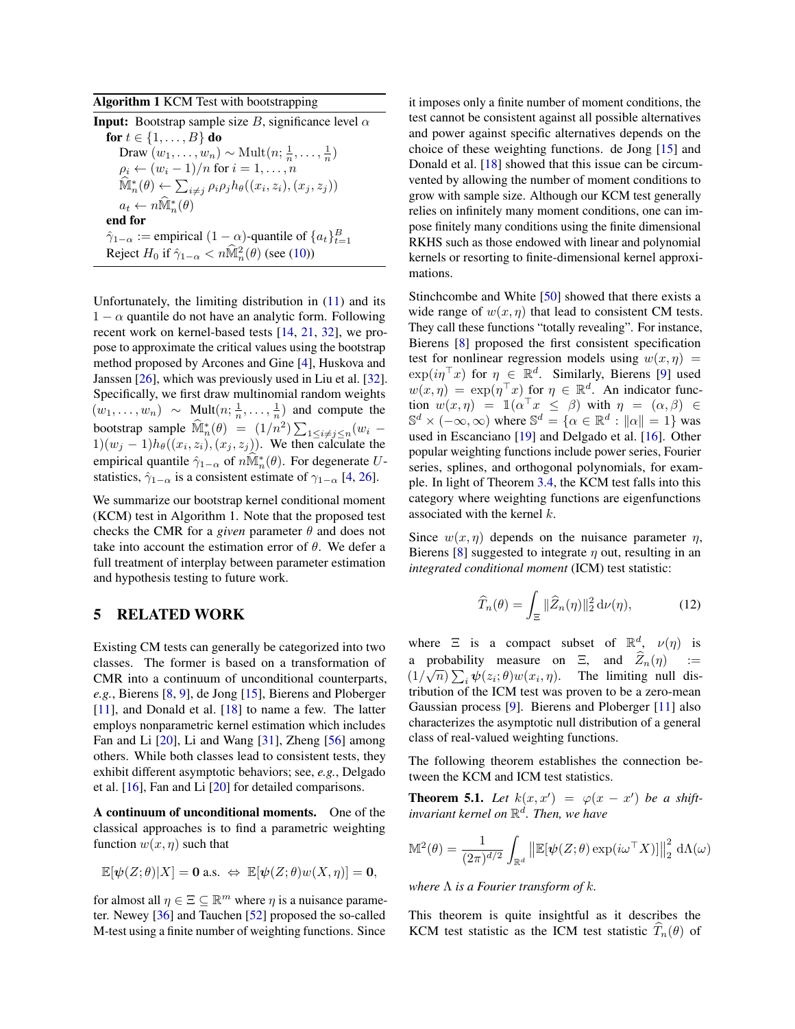**Algorithm 1** KCM Test with bootstrapping

**Input:** Bootstrap sample size $B$, significance level $\alpha$

**for** $t \in \{1, \ldots, B\}$ **do**

  Draw $(w_1, \ldots, w_n) \sim \mathrm{Mult}(n; \frac{1}{n}, \ldots, \frac{1}{n})$

  $\rho_i \leftarrow (w_i - 1)/n$ for $i = 1, \ldots, n$

  $\widehat{\mathbb{M}}_n^*(\theta) \leftarrow \sum_{i \neq j} \rho_i \rho_j h_\theta((x_i, z_i), (x_j, z_j))$

  $a_t \leftarrow n\widehat{\mathbb{M}}_n^*(\theta)$

**end for**

$\hat{\gamma}_{1-\alpha}$ := empirical $(1-\alpha)$-quantile of $\{a_t\}_{t=1}^B$

Reject $H_0$ if $\hat{\gamma}_{1-\alpha} < n\widehat{\mathbb{M}}_n^2(\theta)$ (see (10))

Unfortunately, the limiting distribution in (11) and its $1-\alpha$ quantile do not have an analytic form. Following recent work on kernel-based tests [14, 21, 32], we propose to approximate the critical values using the bootstrap method proposed by Arcones and Gine [4], Huskova and Janssen [26], which was previously used in Liu et al. [32]. Specifically, we first draw multinomial random weights $(w_1, \ldots, w_n) \sim \mathrm{Mult}(n; \frac{1}{n}, \ldots, \frac{1}{n})$ and compute the bootstrap sample $\widehat{\mathbb{M}}_n^*(\theta) = (1/n^2)\sum_{1 \leq i \neq j \leq n}(w_i - 1)(w_j - 1)h_\theta((x_i, z_i), (x_j, z_j))$. We then calculate the empirical quantile $\hat{\gamma}_{1-\alpha}$ of $n\widehat{\mathbb{M}}_n^*(\theta)$. For degenerate $U$-statistics, $\hat{\gamma}_{1-\alpha}$ is a consistent estimate of $\gamma_{1-\alpha}$ [4, 26].

We summarize our bootstrap kernel conditional moment (KCM) test in Algorithm 1. Note that the proposed test checks the CMR for a *given* parameter $\theta$ and does not take into account the estimation error of $\theta$. We defer a full treatment of interplay between parameter estimation and hypothesis testing to future work.

## 5 RELATED WORK

Existing CM tests can generally be categorized into two classes. The former is based on a transformation of CMR into a continuum of unconditional counterparts, *e.g.*, Bierens [8, 9], de Jong [15], Bierens and Ploberger [11], and Donald et al. [18] to name a few. The latter employs nonparametric kernel estimation which includes Fan and Li [20], Li and Wang [31], Zheng [56] among others. While both classes lead to consistent tests, they exhibit different asymptotic behaviors; see, *e.g.*, Delgado et al. [16], Fan and Li [20] for detailed comparisons.

**A continuum of unconditional moments.** One of the classical approaches is to find a parametric weighting function $w(x, \eta)$ such that

$$\mathbb{E}[\boldsymbol{\psi}(Z;\theta)|X] = \mathbf{0} \text{ a.s.} \;\Leftrightarrow\; \mathbb{E}[\boldsymbol{\psi}(Z;\theta)w(X,\eta)] = \mathbf{0},$$

for almost all $\eta \in \Xi \subseteq \mathbb{R}^m$ where $\eta$ is a nuisance parameter. Newey [36] and Tauchen [52] proposed the so-called M-test using a finite number of weighting functions. Since it imposes only a finite number of moment conditions, the test cannot be consistent against all possible alternatives and power against specific alternatives depends on the choice of these weighting functions. de Jong [15] and Donald et al. [18] showed that this issue can be circumvented by allowing the number of moment conditions to grow with sample size. Although our KCM test generally relies on infinitely many moment conditions, one can impose finitely many conditions using the finite dimensional RKHS such as those endowed with linear and polynomial kernels or resorting to finite-dimensional kernel approximations.

Stinchcombe and White [50] showed that there exists a wide range of $w(x, \eta)$ that lead to consistent CM tests. They call these functions "totally revealing". For instance, Bierens [8] proposed the first consistent specification test for nonlinear regression models using $w(x, \eta) = \exp(i\eta^\top x)$ for $\eta \in \mathbb{R}^d$. Similarly, Bierens [9] used $w(x, \eta) = \exp(\eta^\top x)$ for $\eta \in \mathbb{R}^d$. An indicator function $w(x, \eta) = \mathbb{1}(\alpha^\top x \leq \beta)$ with $\eta = (\alpha, \beta) \in \mathbb{S}^d \times (-\infty, \infty)$ where $\mathbb{S}^d = \{\alpha \in \mathbb{R}^d : \|\alpha\| = 1\}$ was used in Escanciano [19] and Delgado et al. [16]. Other popular weighting functions include power series, Fourier series, splines, and orthogonal polynomials, for example. In light of Theorem 3.4, the KCM test falls into this category where weighting functions are eigenfunctions associated with the kernel $k$.

Since $w(x, \eta)$ depends on the nuisance parameter $\eta$, Bierens [8] suggested to integrate $\eta$ out, resulting in an *integrated conditional moment* (ICM) test statistic:

$$\widehat{T}_n(\theta) = \int_\Xi \|\widehat{Z}_n(\eta)\|_2^2 \, \mathrm{d}\nu(\eta), \tag{12}$$

where $\Xi$ is a compact subset of $\mathbb{R}^d$, $\nu(\eta)$ is a probability measure on $\Xi$, and $\widehat{Z}_n(\eta) := (1/\sqrt{n})\sum_i \boldsymbol{\psi}(z_i;\theta)w(x_i,\eta)$. The limiting null distribution of the ICM test was proven to be a zero-mean Gaussian process [9]. Bierens and Ploberger [11] also characterizes the asymptotic null distribution of a general class of real-valued weighting functions.

The following theorem establishes the connection between the KCM and ICM test statistics.

**Theorem 5.1.** *Let $k(x, x') = \varphi(x - x')$ be a shift-invariant kernel on $\mathbb{R}^d$. Then, we have*

$$\mathbb{M}^2(\theta) = \frac{1}{(2\pi)^{d/2}} \int_{\mathbb{R}^d} \left\| \mathbb{E}[\boldsymbol{\psi}(Z;\theta)\exp(i\omega^\top X)] \right\|_2^2 \, \mathrm{d}\Lambda(\omega)$$

*where $\Lambda$ is a Fourier transform of $k$.*

This theorem is quite insightful as it describes the KCM test statistic as the ICM test statistic $\widehat{T}_n(\theta)$ of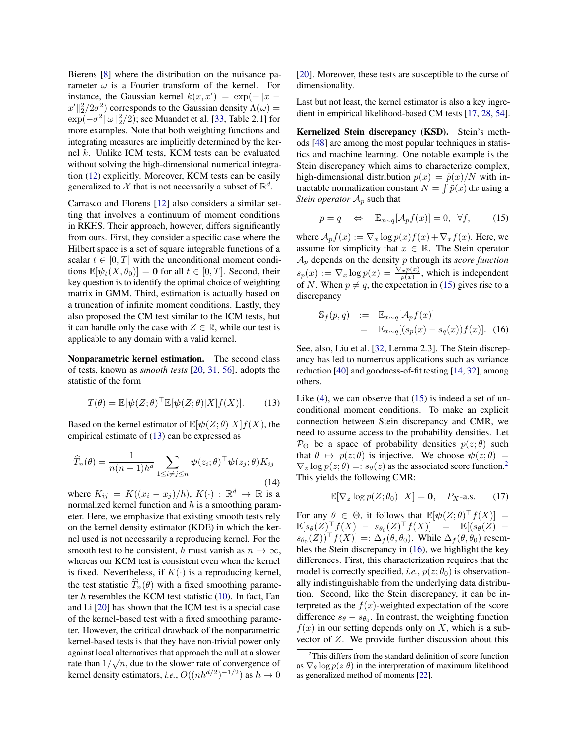Bierens [8] where the distribution on the nuisance parameter $\omega$ is a Fourier transform of the kernel. For instance, the Gaussian kernel $k(x, x') = \exp(-\|x - x'\|_2^2/2\sigma^2)$ corresponds to the Gaussian density $\Lambda(\omega) = \exp(-\sigma^2\|\omega\|_2^2/2)$; see Muandet et al. [33, Table 2.1] for more examples. Note that both weighting functions and integrating measures are implicitly determined by the kernel $k$. Unlike ICM tests, KCM tests can be evaluated without solving the high-dimensional numerical integration (12) explicitly. Moreover, KCM tests can be easily generalized to $\mathcal{X}$ that is not necessarily a subset of $\mathbb{R}^d$.

Carrasco and Florens [12] also considers a similar setting that involves a continuum of moment conditions in RKHS. Their approach, however, differs significantly from ours. First, they consider a specific case where the Hilbert space is a set of square integrable functions of a scalar $t \in [0, T]$ with the unconditional moment conditions $\mathbb{E}[\boldsymbol{\psi}_t(X, \theta_0)] = \mathbf{0}$ for all $t \in [0, T]$. Second, their key question is to identify the optimal choice of weighting matrix in GMM. Third, estimation is actually based on a truncation of infinite moment conditions. Lastly, they also proposed the CM test similar to the ICM tests, but it can handle only the case with $Z \in \mathbb{R}$, while our test is applicable to any domain with a valid kernel.

**Nonparametric kernel estimation.** The second class of tests, known as *smooth tests* [20, 31, 56], adopts the statistic of the form

$$T(\theta) = \mathbb{E}[\boldsymbol{\psi}(Z;\theta)^\top \mathbb{E}[\boldsymbol{\psi}(Z;\theta)|X] f(X)]. \qquad (13)$$

Based on the kernel estimator of $\mathbb{E}[\boldsymbol{\psi}(Z;\theta)|X]f(X)$, the empirical estimate of (13) can be expressed as

$$\widehat{T}_n(\theta) = \frac{1}{n(n-1)h^d} \sum_{1 \leq i \neq j \leq n} \boldsymbol{\psi}(z_i;\theta)^\top \boldsymbol{\psi}(z_j;\theta) K_{ij} \qquad (14)$$

where $K_{ij} = K((x_i - x_j)/h)$, $K(\cdot) : \mathbb{R}^d \to \mathbb{R}$ is a normalized kernel function and $h$ is a smoothing parameter. Here, we emphasize that existing smooth tests rely on the kernel density estimator (KDE) in which the kernel used is not necessarily a reproducing kernel. For the smooth test to be consistent, $h$ must vanish as $n \to \infty$, whereas our KCM test is consistent even when the kernel is fixed. Nevertheless, if $K(\cdot)$ is a reproducing kernel, the test statistic $\widehat{T}_n(\theta)$ with a fixed smoothing parameter $h$ resembles the KCM test statistic (10). In fact, Fan and Li [20] has shown that the ICM test is a special case of the kernel-based test with a fixed smoothing parameter. However, the critical drawback of the nonparametric kernel-based tests is that they have non-trivial power only against local alternatives that approach the null at a slower rate than $1/\sqrt{n}$, due to the slower rate of convergence of kernel density estimators, *i.e.*, $O((nh^{d/2})^{-1/2})$ as $h \to 0$ [20]. Moreover, these tests are susceptible to the curse of dimensionality.

Last but not least, the kernel estimator is also a key ingredient in empirical likelihood-based CM tests [17, 28, 54].

**Kernelized Stein discrepancy (KSD).** Stein's methods [48] are among the most popular techniques in statistics and machine learning. One notable example is the Stein discrepancy which aims to characterize complex, high-dimensional distribution $p(x) = \tilde{p}(x)/N$ with intractable normalization constant $N = \int \tilde{p}(x)\,\mathrm{d}x$ using a *Stein operator* $\mathcal{A}_p$ such that

$$p = q \quad \Leftrightarrow \quad \mathbb{E}_{x\sim q}[\mathcal{A}_p f(x)] = 0, \quad \forall f, \qquad (15)$$

where $\mathcal{A}_p f(x) := \nabla_x \log p(x) f(x) + \nabla_x f(x)$. Here, we assume for simplicity that $x \in \mathbb{R}$. The Stein operator $\mathcal{A}_p$ depends on the density $p$ through its *score function* $s_p(x) := \nabla_x \log p(x) = \frac{\nabla_x p(x)}{p(x)}$, which is independent of $N$. When $p \neq q$, the expectation in (15) gives rise to a discrepancy

$$\begin{aligned} \mathbb{S}_f(p, q) &:= \mathbb{E}_{x\sim q}[\mathcal{A}_p f(x)] \\ &= \mathbb{E}_{x\sim q}[(s_p(x) - s_q(x)) f(x)]. \end{aligned} \qquad (16)$$

See, also, Liu et al. [32, Lemma 2.3]. The Stein discrepancy has led to numerous applications such as variance reduction [40] and goodness-of-fit testing [14, 32], among others.

Like (4), we can observe that (15) is indeed a set of unconditional moment conditions. To make an explicit connection between Stein discrepancy and CMR, we need to assume access to the probability densities. Let $\mathcal{P}_\Theta$ be a space of probability densities $p(z;\theta)$ such that $\theta \mapsto p(z;\theta)$ is injective. We choose $\boldsymbol{\psi}(z;\theta) = \nabla_z \log p(z;\theta) =: s_\theta(z)$ as the associated score function.[2] This yields the following CMR:

$$\mathbb{E}[\nabla_z \log p(Z;\theta_0) \,|\, X] = \mathbf{0}, \quad P_X\text{-a.s.} \qquad (17)$$

For any $\theta \in \Theta$, it follows that $\mathbb{E}[\boldsymbol{\psi}(Z;\theta)^\top f(X)] = \mathbb{E}[s_\theta(Z)^\top f(X) - s_{\theta_0}(Z)^\top f(X)] = \mathbb{E}[(s_\theta(Z) - s_{\theta_0}(Z))^\top f(X)] =: \Delta_f(\theta, \theta_0)$. While $\Delta_f(\theta, \theta_0)$ resembles the Stein discrepancy in (16), we highlight the key differences. First, this characterization requires that the model is correctly specified, *i.e.*, $p(z;\theta_0)$ is observationally indistinguishable from the underlying data distribution. Second, like the Stein discrepancy, it can be interpreted as the $f(x)$-weighted expectation of the score difference $s_\theta - s_{\theta_0}$. In contrast, the weighting function $f(x)$ in our setting depends only on $X$, which is a subvector of $Z$. We provide further discussion about this

[2] This differs from the standard definition of score function as $\nabla_\theta \log p(z|\theta)$ in the interpretation of maximum likelihood as generalized method of moments [22].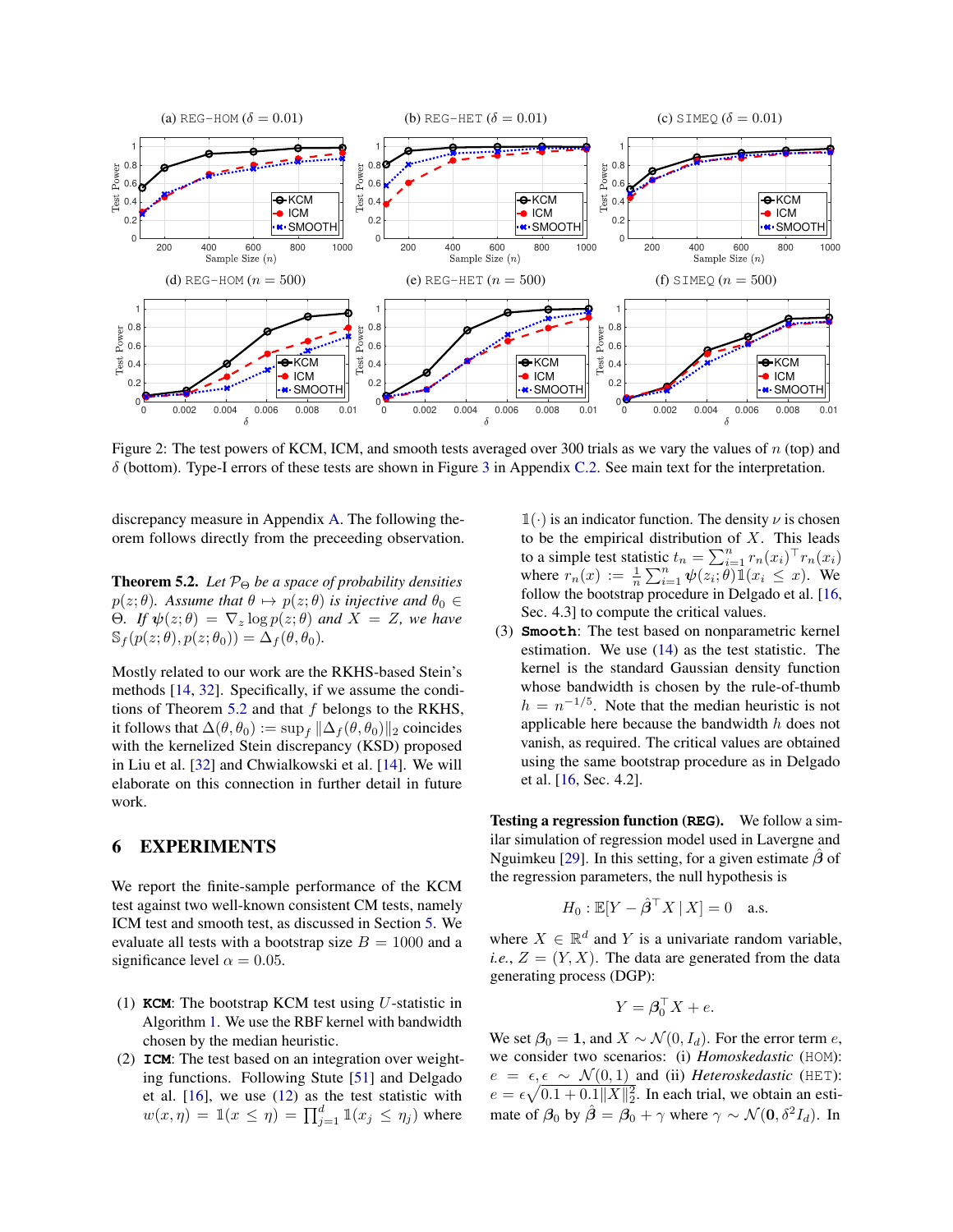Figure 2: The test powers of KCM, ICM, and smooth tests averaged over 300 trials as we vary the values of $n$ (top) and $\delta$ (bottom). Type-I errors of these tests are shown in Figure 3 in Appendix C.2. See main text for the interpretation.

discrepancy measure in Appendix A. The following theorem follows directly from the preceeding observation.

**Theorem 5.2.** *Let $\mathcal{P}_\Theta$ be a space of probability densities $p(z;\theta)$. Assume that $\theta \mapsto p(z;\theta)$ is injective and $\theta_0 \in \Theta$. If $\psi(z;\theta) = \nabla_z \log p(z;\theta)$ and $X = Z$, we have $\mathbb{S}_f(p(z;\theta), p(z;\theta_0)) = \Delta_f(\theta,\theta_0)$.*

Mostly related to our work are the RKHS-based Stein's methods [14, 32]. Specifically, if we assume the conditions of Theorem 5.2 and that $f$ belongs to the RKHS, it follows that $\Delta(\theta,\theta_0) := \sup_f \|\Delta_f(\theta,\theta_0)\|_2$ coincides with the kernelized Stein discrepancy (KSD) proposed in Liu et al. [32] and Chwialkowski et al. [14]. We will elaborate on this connection in further detail in future work.

## 6 EXPERIMENTS

We report the finite-sample performance of the KCM test against two well-known consistent CM tests, namely ICM test and smooth test, as discussed in Section 5. We evaluate all tests with a bootstrap size $B = 1000$ and a significance level $\alpha = 0.05$.

(1) **KCM**: The bootstrap KCM test using $U$-statistic in Algorithm 1. We use the RBF kernel with bandwidth chosen by the median heuristic.

(2) **ICM**: The test based on an integration over weighting functions. Following Stute [51] and Delgado et al. [16], we use (12) as the test statistic with $w(x,\eta) = \mathbb{1}(x \le \eta) = \prod_{j=1}^{d} \mathbb{1}(x_j \le \eta_j)$ where $\mathbb{1}(\cdot)$ is an indicator function. The density $\nu$ is chosen to be the empirical distribution of $X$. This leads to a simple test statistic $t_n = \sum_{i=1}^{n} r_n(x_i)^\top r_n(x_i)$ where $r_n(x) := \frac{1}{n}\sum_{i=1}^{n} \psi(z_i;\theta)\mathbb{1}(x_i \le x)$. We follow the bootstrap procedure in Delgado et al. [16, Sec. 4.3] to compute the critical values.

(3) **Smooth**: The test based on nonparametric kernel estimation. We use (14) as the test statistic. The kernel is the standard Gaussian density function whose bandwidth is chosen by the rule-of-thumb $h = n^{-1/5}$. Note that the median heuristic is not applicable here because the bandwidth $h$ does not vanish, as required. The critical values are obtained using the same bootstrap procedure as in Delgado et al. [16, Sec. 4.2].

**Testing a regression function (REG).** We follow a similar simulation of regression model used in Lavergne and Nguimkeu [29]. In this setting, for a given estimate $\hat{\boldsymbol{\beta}}$ of the regression parameters, the null hypothesis is

$$H_0 : \mathbb{E}[Y - \hat{\boldsymbol{\beta}}^\top X \mid X] = 0 \quad \text{a.s.}$$

where $X \in \mathbb{R}^d$ and $Y$ is a univariate random variable, *i.e.*, $Z = (Y, X)$. The data are generated from the data generating process (DGP):

$$Y = \boldsymbol{\beta}_0^\top X + e.$$

We set $\boldsymbol{\beta}_0 = \mathbf{1}$, and $X \sim \mathcal{N}(0, I_d)$. For the error term $e$, we consider two scenarios: (i) *Homoskedastic* (HOM): $e = \epsilon, \epsilon \sim \mathcal{N}(0,1)$ and (ii) *Heteroskedastic* (HET): $e = \epsilon\sqrt{0.1 + 0.1\|X\|_2^2}$. In each trial, we obtain an estimate of $\boldsymbol{\beta}_0$ by $\hat{\boldsymbol{\beta}} = \boldsymbol{\beta}_0 + \gamma$ where $\gamma \sim \mathcal{N}(\mathbf{0}, \delta^2 I_d)$. In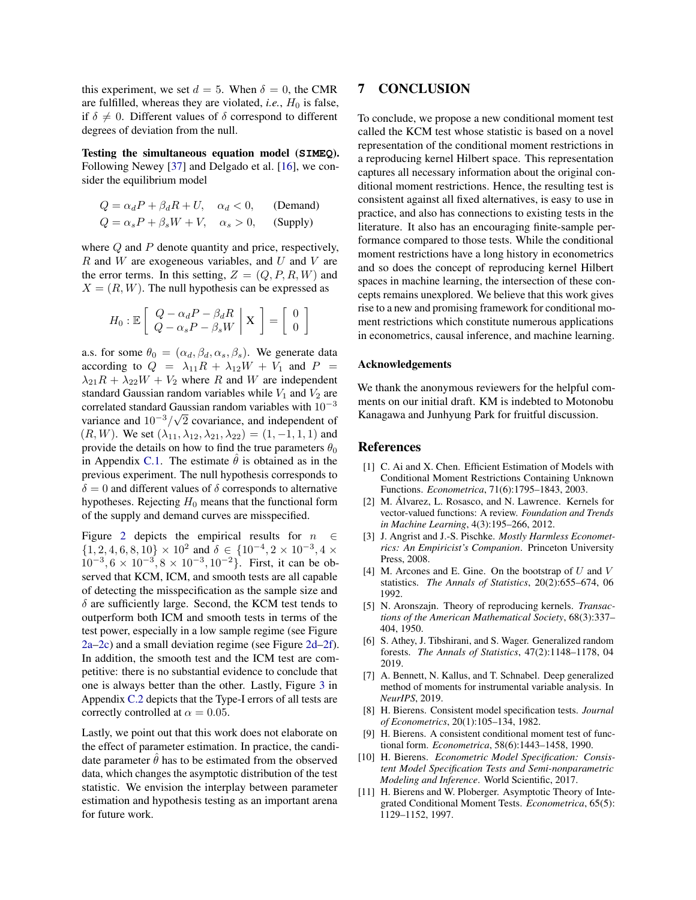this experiment, we set $d = 5$. When $\delta = 0$, the CMR are fulfilled, whereas they are violated, *i.e.*, $H_0$ is false, if $\delta \neq 0$. Different values of $\delta$ correspond to different degrees of deviation from the null.

**Testing the simultaneous equation model (`SIMEQ`).** Following Newey [37] and Delgado et al. [16], we consider the equilibrium model

$$
\begin{aligned}
Q &= \alpha_d P + \beta_d R + U, \quad \alpha_d < 0, \qquad \text{(Demand)} \\
Q &= \alpha_s P + \beta_s W + V, \quad \alpha_s > 0, \qquad \text{(Supply)}
\end{aligned}
$$

where $Q$ and $P$ denote quantity and price, respectively, $R$ and $W$ are exogeneous variables, and $U$ and $V$ are the error terms. In this setting, $Z = (Q, P, R, W)$ and $X = (R, W)$. The null hypothesis can be expressed as

$$
H_0 : \mathbb{E}\left[ \begin{array}{c} Q - \alpha_d P - \beta_d R \\ Q - \alpha_s P - \beta_s W \end{array} \,\middle|\, \mathrm{X} \right] = \left[ \begin{array}{c} 0 \\ 0 \end{array} \right]
$$

a.s. for some $\theta_0 = (\alpha_d, \beta_d, \alpha_s, \beta_s)$. We generate data according to $Q = \lambda_{11} R + \lambda_{12} W + V_1$ and $P = \lambda_{21} R + \lambda_{22} W + V_2$ where $R$ and $W$ are independent standard Gaussian random variables while $V_1$ and $V_2$ are correlated standard Gaussian random variables with $10^{-3}$ variance and $10^{-3}/\sqrt{2}$ covariance, and independent of $(R, W)$. We set $(\lambda_{11}, \lambda_{12}, \lambda_{21}, \lambda_{22}) = (1, -1, 1, 1)$ and provide the details on how to find the true parameters $\theta_0$ in Appendix C.1. The estimate $\hat{\theta}$ is obtained as in the previous experiment. The null hypothesis corresponds to $\delta = 0$ and different values of $\delta$ corresponds to alternative hypotheses. Rejecting $H_0$ means that the functional form of the supply and demand curves are misspecified.

Figure 2 depicts the empirical results for $n \in \{1, 2, 4, 6, 8, 10\} \times 10^2$ and $\delta \in \{10^{-4}, 2 \times 10^{-3}, 4 \times 10^{-3}, 6 \times 10^{-3}, 8 \times 10^{-3}, 10^{-2}\}$. First, it can be observed that KCM, ICM, and smooth tests are all capable of detecting the misspecification as the sample size and $\delta$ are sufficiently large. Second, the KCM test tends to outperform both ICM and smooth tests in terms of the test power, especially in a low sample regime (see Figure 2a–2c) and a small deviation regime (see Figure 2d–2f). In addition, the smooth test and the ICM test are competitive: there is no substantial evidence to conclude that one is always better than the other. Lastly, Figure 3 in Appendix C.2 depicts that the Type-I errors of all tests are correctly controlled at $\alpha = 0.05$.

Lastly, we point out that this work does not elaborate on the effect of parameter estimation. In practice, the candidate parameter $\hat{\theta}$ has to be estimated from the observed data, which changes the asymptotic distribution of the test statistic. We envision the interplay between parameter estimation and hypothesis testing as an important arena for future work.

# 7 CONCLUSION

To conclude, we propose a new conditional moment test called the KCM test whose statistic is based on a novel representation of the conditional moment restrictions in a reproducing kernel Hilbert space. This representation captures all necessary information about the original conditional moment restrictions. Hence, the resulting test is consistent against all fixed alternatives, is easy to use in practice, and also has connections to existing tests in the literature. It also has an encouraging finite-sample performance compared to those tests. While the conditional moment restrictions have a long history in econometrics and so does the concept of reproducing kernel Hilbert spaces in machine learning, the intersection of these concepts remains unexplored. We believe that this work gives rise to a new and promising framework for conditional moment restrictions which constitute numerous applications in econometrics, causal inference, and machine learning.

### Acknowledgements

We thank the anonymous reviewers for the helpful comments on our initial draft. KM is indebted to Motonobu Kanagawa and Junhyung Park for fruitful discussion.

## References

[1] C. Ai and X. Chen. Efficient Estimation of Models with Conditional Moment Restrictions Containing Unknown Functions. *Econometrica*, 71(6):1795–1843, 2003.

[2] M. Álvarez, L. Rosasco, and N. Lawrence. Kernels for vector-valued functions: A review. *Foundation and Trends in Machine Learning*, 4(3):195–266, 2012.

[3] J. Angrist and J.-S. Pischke. *Mostly Harmless Econometrics: An Empiricist's Companion*. Princeton University Press, 2008.

[4] M. Arcones and E. Gine. On the bootstrap of $U$ and $V$ statistics. *The Annals of Statistics*, 20(2):655–674, 06 1992.

[5] N. Aronszajn. Theory of reproducing kernels. *Transactions of the American Mathematical Society*, 68(3):337–404, 1950.

[6] S. Athey, J. Tibshirani, and S. Wager. Generalized random forests. *The Annals of Statistics*, 47(2):1148–1178, 04 2019.

[7] A. Bennett, N. Kallus, and T. Schnabel. Deep generalized method of moments for instrumental variable analysis. In *NeurIPS*, 2019.

[8] H. Bierens. Consistent model specification tests. *Journal of Econometrics*, 20(1):105–134, 1982.

[9] H. Bierens. A consistent conditional moment test of functional form. *Econometrica*, 58(6):1443–1458, 1990.

[10] H. Bierens. *Econometric Model Specification: Consistent Model Specification Tests and Semi-nonparametric Modeling and Inference*. World Scientific, 2017.

[11] H. Bierens and W. Ploberger. Asymptotic Theory of Integrated Conditional Moment Tests. *Econometrica*, 65(5): 1129–1152, 1997.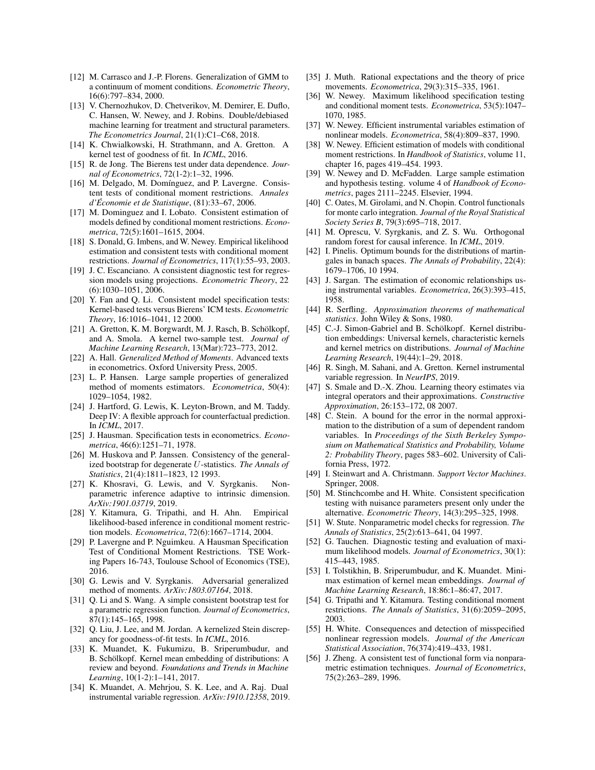[12] M. Carrasco and J.-P. Florens. Generalization of GMM to a continuum of moment conditions. *Econometric Theory*, 16(6):797–834, 2000.

[13] V. Chernozhukov, D. Chetverikov, M. Demirer, E. Duflo, C. Hansen, W. Newey, and J. Robins. Double/debiased machine learning for treatment and structural parameters. *The Econometrics Journal*, 21(1):C1–C68, 2018.

[14] K. Chwialkowski, H. Strathmann, and A. Gretton. A kernel test of goodness of fit. In *ICML*, 2016.

[15] R. de Jong. The Bierens test under data dependence. *Journal of Econometrics*, 72(1-2):1–32, 1996.

[16] M. Delgado, M. Domínguez, and P. Lavergne. Consistent tests of conditional moment restrictions. *Annales d'Économie et de Statistique*, (81):33–67, 2006.

[17] M. Dominguez and I. Lobato. Consistent estimation of models defined by conditional moment restrictions. *Econometrica*, 72(5):1601–1615, 2004.

[18] S. Donald, G. Imbens, and W. Newey. Empirical likelihood estimation and consistent tests with conditional moment restrictions. *Journal of Econometrics*, 117(1):55–93, 2003.

[19] J. C. Escanciano. A consistent diagnostic test for regression models using projections. *Econometric Theory*, 22 (6):1030–1051, 2006.

[20] Y. Fan and Q. Li. Consistent model specification tests: Kernel-based tests versus Bierens' ICM tests. *Econometric Theory*, 16:1016–1041, 12 2000.

[21] A. Gretton, K. M. Borgwardt, M. J. Rasch, B. Schölkopf, and A. Smola. A kernel two-sample test. *Journal of Machine Learning Research*, 13(Mar):723–773, 2012.

[22] A. Hall. *Generalized Method of Moments*. Advanced texts in econometrics. Oxford University Press, 2005.

[23] L. P. Hansen. Large sample properties of generalized method of moments estimators. *Econometrica*, 50(4): 1029–1054, 1982.

[24] J. Hartford, G. Lewis, K. Leyton-Brown, and M. Taddy. Deep IV: A flexible approach for counterfactual prediction. In *ICML*, 2017.

[25] J. Hausman. Specification tests in econometrics. *Econometrica*, 46(6):1251–71, 1978.

[26] M. Huskova and P. Janssen. Consistency of the generalized bootstrap for degenerate $U$-statistics. *The Annals of Statistics*, 21(4):1811–1823, 12 1993.

[27] K. Khosravi, G. Lewis, and V. Syrgkanis. Nonparametric inference adaptive to intrinsic dimension. *ArXiv:1901.03719*, 2019.

[28] Y. Kitamura, G. Tripathi, and H. Ahn. Empirical likelihood-based inference in conditional moment restriction models. *Econometrica*, 72(6):1667–1714, 2004.

[29] P. Lavergne and P. Nguimkeu. A Hausman Specification Test of Conditional Moment Restrictions. TSE Working Papers 16-743, Toulouse School of Economics (TSE), 2016.

[30] G. Lewis and V. Syrgkanis. Adversarial generalized method of moments. *ArXiv:1803.07164*, 2018.

[31] Q. Li and S. Wang. A simple consistent bootstrap test for a parametric regression function. *Journal of Econometrics*, 87(1):145–165, 1998.

[32] Q. Liu, J. Lee, and M. Jordan. A kernelized Stein discrepancy for goodness-of-fit tests. In *ICML*, 2016.

[33] K. Muandet, K. Fukumizu, B. Sriperumbudur, and B. Schölkopf. Kernel mean embedding of distributions: A review and beyond. *Foundations and Trends in Machine Learning*, 10(1-2):1–141, 2017.

[34] K. Muandet, A. Mehrjou, S. K. Lee, and A. Raj. Dual instrumental variable regression. *ArXiv:1910.12358*, 2019.

[35] J. Muth. Rational expectations and the theory of price movements. *Econometrica*, 29(3):315–335, 1961.

[36] W. Newey. Maximum likelihood specification testing and conditional moment tests. *Econometrica*, 53(5):1047–1070, 1985.

[37] W. Newey. Efficient instrumental variables estimation of nonlinear models. *Econometrica*, 58(4):809–837, 1990.

[38] W. Newey. Efficient estimation of models with conditional moment restrictions. In *Handbook of Statistics*, volume 11, chapter 16, pages 419–454. 1993.

[39] W. Newey and D. McFadden. Large sample estimation and hypothesis testing. volume 4 of *Handbook of Econometrics*, pages 2111–2245. Elsevier, 1994.

[40] C. Oates, M. Girolami, and N. Chopin. Control functionals for monte carlo integration. *Journal of the Royal Statistical Society Series B*, 79(3):695–718, 2017.

[41] M. Oprescu, V. Syrgkanis, and Z. S. Wu. Orthogonal random forest for causal inference. In *ICML*, 2019.

[42] I. Pinelis. Optimum bounds for the distributions of martingales in banach spaces. *The Annals of Probability*, 22(4): 1679–1706, 10 1994.

[43] J. Sargan. The estimation of economic relationships using instrumental variables. *Econometrica*, 26(3):393–415, 1958.

[44] R. Serfling. *Approximation theorems of mathematical statistics*. John Wiley & Sons, 1980.

[45] C.-J. Simon-Gabriel and B. Schölkopf. Kernel distribution embeddings: Universal kernels, characteristic kernels and kernel metrics on distributions. *Journal of Machine Learning Research*, 19(44):1–29, 2018.

[46] R. Singh, M. Sahani, and A. Gretton. Kernel instrumental variable regression. In *NeurIPS*, 2019.

[47] S. Smale and D.-X. Zhou. Learning theory estimates via integral operators and their approximations. *Constructive Approximation*, 26:153–172, 08 2007.

[48] C. Stein. A bound for the error in the normal approximation to the distribution of a sum of dependent random variables. In *Proceedings of the Sixth Berkeley Symposium on Mathematical Statistics and Probability, Volume 2: Probability Theory*, pages 583–602. University of California Press, 1972.

[49] I. Steinwart and A. Christmann. *Support Vector Machines*. Springer, 2008.

[50] M. Stinchcombe and H. White. Consistent specification testing with nuisance parameters present only under the alternative. *Econometric Theory*, 14(3):295–325, 1998.

[51] W. Stute. Nonparametric model checks for regression. *The Annals of Statistics*, 25(2):613–641, 04 1997.

[52] G. Tauchen. Diagnostic testing and evaluation of maximum likelihood models. *Journal of Econometrics*, 30(1): 415–443, 1985.

[53] I. Tolstikhin, B. Sriperumbudur, and K. Muandet. Minimax estimation of kernel mean embeddings. *Journal of Machine Learning Research*, 18:86:1–86:47, 2017.

[54] G. Tripathi and Y. Kitamura. Testing conditional moment restrictions. *The Annals of Statistics*, 31(6):2059–2095, 2003.

[55] H. White. Consequences and detection of misspecified nonlinear regression models. *Journal of the American Statistical Association*, 76(374):419–433, 1981.

[56] J. Zheng. A consistent test of functional form via nonparametric estimation techniques. *Journal of Econometrics*, 75(2):263–289, 1996.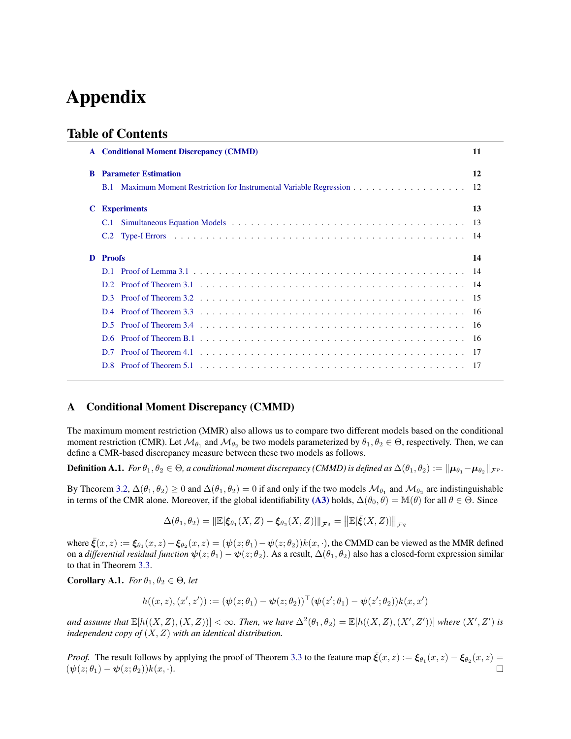# Appendix

## Table of Contents

| | | |
|---|---|---|
| **A** | **Conditional Moment Discrepancy (CMMD)** | **11** |
| **B** | **Parameter Estimation** | **12** |
| B.1 | Maximum Moment Restriction for Instrumental Variable Regression | 12 |
| **C** | **Experiments** | **13** |
| C.1 | Simultaneous Equation Models | 13 |
| C.2 | Type-I Errors | 14 |
| **D** | **Proofs** | **14** |
| D.1 | Proof of Lemma 3.1 | 14 |
| D.2 | Proof of Theorem 3.1 | 14 |
| D.3 | Proof of Theorem 3.2 | 15 |
| D.4 | Proof of Theorem 3.3 | 16 |
| D.5 | Proof of Theorem 3.4 | 16 |
| D.6 | Proof of Theorem B.1 | 16 |
| D.7 | Proof of Theorem 4.1 | 17 |
| D.8 | Proof of Theorem 5.1 | 17 |

## A Conditional Moment Discrepancy (CMMD)

The maximum moment restriction (MMR) also allows us to compare two different models based on the conditional moment restriction (CMR). Let $\mathcal{M}_{\theta_1}$ and $\mathcal{M}_{\theta_2}$ be two models parameterized by $\theta_1, \theta_2 \in \Theta$, respectively. Then, we can define a CMR-based discrepancy measure between these two models as follows.

**Definition A.1.** *For $\theta_1, \theta_2 \in \Theta$, a conditional moment discrepancy (CMMD) is defined as $\Delta(\theta_1, \theta_2) := \|\boldsymbol{\mu}_{\theta_1} - \boldsymbol{\mu}_{\theta_2}\|_{\mathcal{F}^p}$.*

By Theorem 3.2, $\Delta(\theta_1, \theta_2) \geq 0$ and $\Delta(\theta_1, \theta_2) = 0$ if and only if the two models $\mathcal{M}_{\theta_1}$ and $\mathcal{M}_{\theta_2}$ are indistinguishable in terms of the CMR alone. Moreover, if the global identifiability (A3) holds, $\Delta(\theta_0, \theta) = \mathbb{M}(\theta)$ for all $\theta \in \Theta$. Since

$$\Delta(\theta_1, \theta_2) = \|\mathbb{E}[\boldsymbol{\xi}_{\theta_1}(X, Z) - \boldsymbol{\xi}_{\theta_2}(X, Z)]\|_{\mathcal{F}^q} = \left\|\mathbb{E}[\bar{\boldsymbol{\xi}}(X, Z)]\right\|_{\mathcal{F}^q}$$

where $\bar{\boldsymbol{\xi}}(x, z) := \boldsymbol{\xi}_{\theta_1}(x, z) - \boldsymbol{\xi}_{\theta_2}(x, z) = (\boldsymbol{\psi}(z; \theta_1) - \boldsymbol{\psi}(z; \theta_2))k(x, \cdot)$, the CMMD can be viewed as the MMR defined on a *differential residual function* $\boldsymbol{\psi}(z; \theta_1) - \boldsymbol{\psi}(z; \theta_2)$. As a result, $\Delta(\theta_1, \theta_2)$ also has a closed-form expression similar to that in Theorem 3.3.

**Corollary A.1.** *For $\theta_1, \theta_2 \in \Theta$, let*

$$h((x, z), (x', z')) := (\boldsymbol{\psi}(z; \theta_1) - \boldsymbol{\psi}(z; \theta_2))^\top (\boldsymbol{\psi}(z'; \theta_1) - \boldsymbol{\psi}(z'; \theta_2)) k(x, x')$$

*and assume that $\mathbb{E}[h((X, Z), (X, Z))] < \infty$. Then, we have $\Delta^2(\theta_1, \theta_2) = \mathbb{E}[h((X, Z), (X', Z'))]$ where $(X', Z')$ is independent copy of $(X, Z)$ with an identical distribution.*

*Proof.* The result follows by applying the proof of Theorem 3.3 to the feature map $\bar{\boldsymbol{\xi}}(x, z) := \boldsymbol{\xi}_{\theta_1}(x, z) - \boldsymbol{\xi}_{\theta_2}(x, z) = (\boldsymbol{\psi}(z; \theta_1) - \boldsymbol{\psi}(z; \theta_2))k(x, \cdot)$. □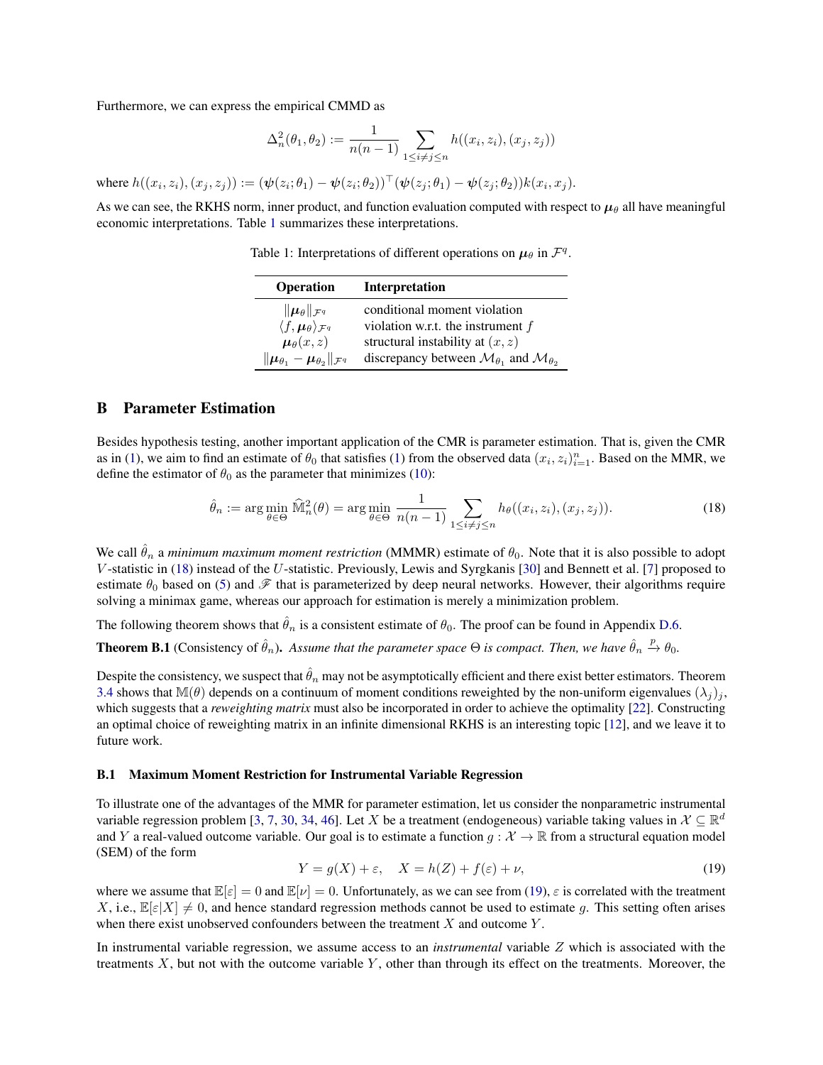Furthermore, we can express the empirical CMMD as

$$\Delta_n^2(\theta_1, \theta_2) := \frac{1}{n(n-1)} \sum_{1 \le i \ne j \le n} h((x_i, z_i), (x_j, z_j))$$

where $h((x_i, z_i), (x_j, z_j)) := (\boldsymbol{\psi}(z_i; \theta_1) - \boldsymbol{\psi}(z_i; \theta_2))^\top (\boldsymbol{\psi}(z_j; \theta_1) - \boldsymbol{\psi}(z_j; \theta_2)) k(x_i, x_j)$.

As we can see, the RKHS norm, inner product, and function evaluation computed with respect to $\boldsymbol{\mu}_\theta$ all have meaningful economic interpretations. Table 1 summarizes these interpretations.

Table 1: Interpretations of different operations on $\boldsymbol{\mu}_\theta$ in $\mathcal{F}^q$.

| Operation | Interpretation |
| --- | --- |
| $\Vert\boldsymbol{\mu}_\theta\Vert_{\mathcal{F}^q}$ | conditional moment violation |
| $\langle f, \boldsymbol{\mu}_\theta \rangle_{\mathcal{F}^q}$ | violation w.r.t. the instrument $f$ |
| $\boldsymbol{\mu}_\theta(x, z)$ | structural instability at $(x, z)$ |
| $\Vert\boldsymbol{\mu}_{\theta_1} - \boldsymbol{\mu}_{\theta_2}\Vert_{\mathcal{F}^q}$ | discrepancy between $\mathcal{M}_{\theta_1}$ and $\mathcal{M}_{\theta_2}$ |

# B Parameter Estimation

Besides hypothesis testing, another important application of the CMR is parameter estimation. That is, given the CMR as in (1), we aim to find an estimate of $\theta_0$ that satisfies (1) from the observed data $(x_i, z_i)_{i=1}^n$. Based on the MMR, we define the estimator of $\theta_0$ as the parameter that minimizes (10):

$$\hat{\theta}_n := \arg\min_{\theta \in \Theta} \widehat{\mathbb{M}}_n^2(\theta) = \arg\min_{\theta \in \Theta} \frac{1}{n(n-1)} \sum_{1 \le i \ne j \le n} h_\theta((x_i, z_i), (x_j, z_j)). \tag{18}$$

We call $\hat{\theta}_n$ a *minimum maximum moment restriction* (MMMR) estimate of $\theta_0$. Note that it is also possible to adopt $V$-statistic in (18) instead of the $U$-statistic. Previously, Lewis and Syrgkanis [30] and Bennett et al. [7] proposed to estimate $\theta_0$ based on (5) and $\mathscr{F}$ that is parameterized by deep neural networks. However, their algorithms require solving a minimax game, whereas our approach for estimation is merely a minimization problem.

The following theorem shows that $\hat{\theta}_n$ is a consistent estimate of $\theta_0$. The proof can be found in Appendix D.6.

**Theorem B.1** (Consistency of $\hat{\theta}_n$). *Assume that the parameter space $\Theta$ is compact. Then, we have $\hat{\theta}_n \xrightarrow{p} \theta_0$.*

Despite the consistency, we suspect that $\hat{\theta}_n$ may not be asymptotically efficient and there exist better estimators. Theorem 3.4 shows that $\mathbb{M}(\theta)$ depends on a continuum of moment conditions reweighted by the non-uniform eigenvalues $(\lambda_j)_j$, which suggests that a *reweighting matrix* must also be incorporated in order to achieve the optimality [22]. Constructing an optimal choice of reweighting matrix in an infinite dimensional RKHS is an interesting topic [12], and we leave it to future work.

## B.1 Maximum Moment Restriction for Instrumental Variable Regression

To illustrate one of the advantages of the MMR for parameter estimation, let us consider the nonparametric instrumental variable regression problem [3, 7, 30, 34, 46]. Let $X$ be a treatment (endogeneous) variable taking values in $\mathcal{X} \subseteq \mathbb{R}^d$ and $Y$ a real-valued outcome variable. Our goal is to estimate a function $g : \mathcal{X} \to \mathbb{R}$ from a structural equation model (SEM) of the form

$$Y = g(X) + \varepsilon, \quad X = h(Z) + f(\varepsilon) + \nu, \tag{19}$$

where we assume that $\mathbb{E}[\varepsilon] = 0$ and $\mathbb{E}[\nu] = 0$. Unfortunately, as we can see from (19), $\varepsilon$ is correlated with the treatment $X$, i.e., $\mathbb{E}[\varepsilon | X] \ne 0$, and hence standard regression methods cannot be used to estimate $g$. This setting often arises when there exist unobserved confounders between the treatment $X$ and outcome $Y$.

In instrumental variable regression, we assume access to an *instrumental* variable $Z$ which is associated with the treatments $X$, but not with the outcome variable $Y$, other than through its effect on the treatments. Moreover, the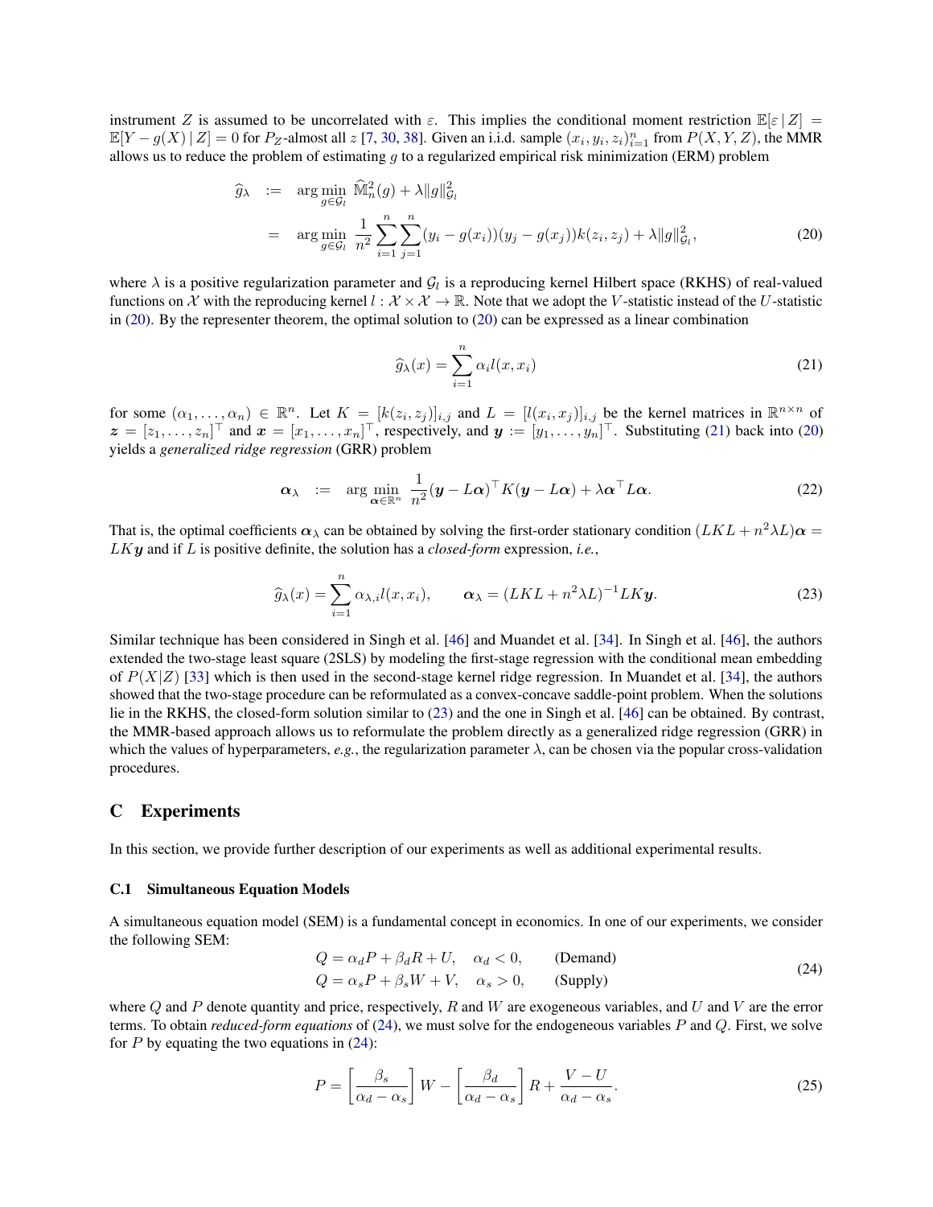instrument $Z$ is assumed to be uncorrelated with $\varepsilon$. This implies the conditional moment restriction $\mathbb{E}[\varepsilon \mid Z] = \mathbb{E}[Y - g(X) \mid Z] = 0$ for $P_Z$-almost all $z$ [7, 30, 38]. Given an i.i.d. sample $(x_i, y_i, z_i)_{i=1}^n$ from $P(X, Y, Z)$, the MMR allows us to reduce the problem of estimating $g$ to a regularized empirical risk minimization (ERM) problem

$$
\begin{aligned}
\widehat{g}_\lambda &:= \arg\min_{g \in \mathcal{G}_l} \widehat{\mathbb{M}}_n^2(g) + \lambda \|g\|_{\mathcal{G}_l}^2 \\
&= \arg\min_{g \in \mathcal{G}_l} \frac{1}{n^2} \sum_{i=1}^n \sum_{j=1}^n (y_i - g(x_i))(y_j - g(x_j)) k(z_i, z_j) + \lambda \|g\|_{\mathcal{G}_l}^2,
\end{aligned} \tag{20}
$$

where $\lambda$ is a positive regularization parameter and $\mathcal{G}_l$ is a reproducing kernel Hilbert space (RKHS) of real-valued functions on $\mathcal{X}$ with the reproducing kernel $l : \mathcal{X} \times \mathcal{X} \to \mathbb{R}$. Note that we adopt the $V$-statistic instead of the $U$-statistic in (20). By the representer theorem, the optimal solution to (20) can be expressed as a linear combination

$$
\widehat{g}_\lambda(x) = \sum_{i=1}^n \alpha_i l(x, x_i) \tag{21}
$$

for some $(\alpha_1, \ldots, \alpha_n) \in \mathbb{R}^n$. Let $K = [k(z_i, z_j)]_{i,j}$ and $L = [l(x_i, x_j)]_{i,j}$ be the kernel matrices in $\mathbb{R}^{n \times n}$ of $\boldsymbol{z} = [z_1, \ldots, z_n]^\top$ and $\boldsymbol{x} = [x_1, \ldots, x_n]^\top$, respectively, and $\boldsymbol{y} := [y_1, \ldots, y_n]^\top$. Substituting (21) back into (20) yields a *generalized ridge regression* (GRR) problem

$$
\boldsymbol{\alpha}_\lambda \;:=\; \arg\min_{\boldsymbol{\alpha} \in \mathbb{R}^n} \frac{1}{n^2} (\boldsymbol{y} - L\boldsymbol{\alpha})^\top K (\boldsymbol{y} - L\boldsymbol{\alpha}) + \lambda \boldsymbol{\alpha}^\top L \boldsymbol{\alpha}. \tag{22}
$$

That is, the optimal coefficients $\boldsymbol{\alpha}_\lambda$ can be obtained by solving the first-order stationary condition $(LKL + n^2\lambda L)\boldsymbol{\alpha} = LK\boldsymbol{y}$ and if $L$ is positive definite, the solution has a *closed-form* expression, *i.e.*,

$$
\widehat{g}_\lambda(x) = \sum_{i=1}^n \alpha_{\lambda,i} l(x, x_i), \qquad \boldsymbol{\alpha}_\lambda = (LKL + n^2\lambda L)^{-1} LK\boldsymbol{y}. \tag{23}
$$

Similar technique has been considered in Singh et al. [46] and Muandet et al. [34]. In Singh et al. [46], the authors extended the two-stage least square (2SLS) by modeling the first-stage regression with the conditional mean embedding of $P(X|Z)$ [33] which is then used in the second-stage kernel ridge regression. In Muandet et al. [34], the authors showed that the two-stage procedure can be reformulated as a convex-concave saddle-point problem. When the solutions lie in the RKHS, the closed-form solution similar to (23) and the one in Singh et al. [46] can be obtained. By contrast, the MMR-based approach allows us to reformulate the problem directly as a generalized ridge regression (GRR) in which the values of hyperparameters, *e.g.*, the regularization parameter $\lambda$, can be chosen via the popular cross-validation procedures.

# C Experiments

In this section, we provide further description of our experiments as well as additional experimental results.

## C.1 Simultaneous Equation Models

A simultaneous equation model (SEM) is a fundamental concept in economics. In one of our experiments, we consider the following SEM:

$$
\begin{aligned}
Q &= \alpha_d P + \beta_d R + U, \quad \alpha_d < 0, \qquad \text{(Demand)} \\
Q &= \alpha_s P + \beta_s W + V, \quad \alpha_s > 0, \qquad \text{(Supply)}
\end{aligned} \tag{24}
$$

where $Q$ and $P$ denote quantity and price, respectively, $R$ and $W$ are exogeneous variables, and $U$ and $V$ are the error terms. To obtain *reduced-form equations* of (24), we must solve for the endogeneous variables $P$ and $Q$. First, we solve for $P$ by equating the two equations in (24):

$$
P = \left[\frac{\beta_s}{\alpha_d - \alpha_s}\right] W - \left[\frac{\beta_d}{\alpha_d - \alpha_s}\right] R + \frac{V - U}{\alpha_d - \alpha_s}. \tag{25}
$$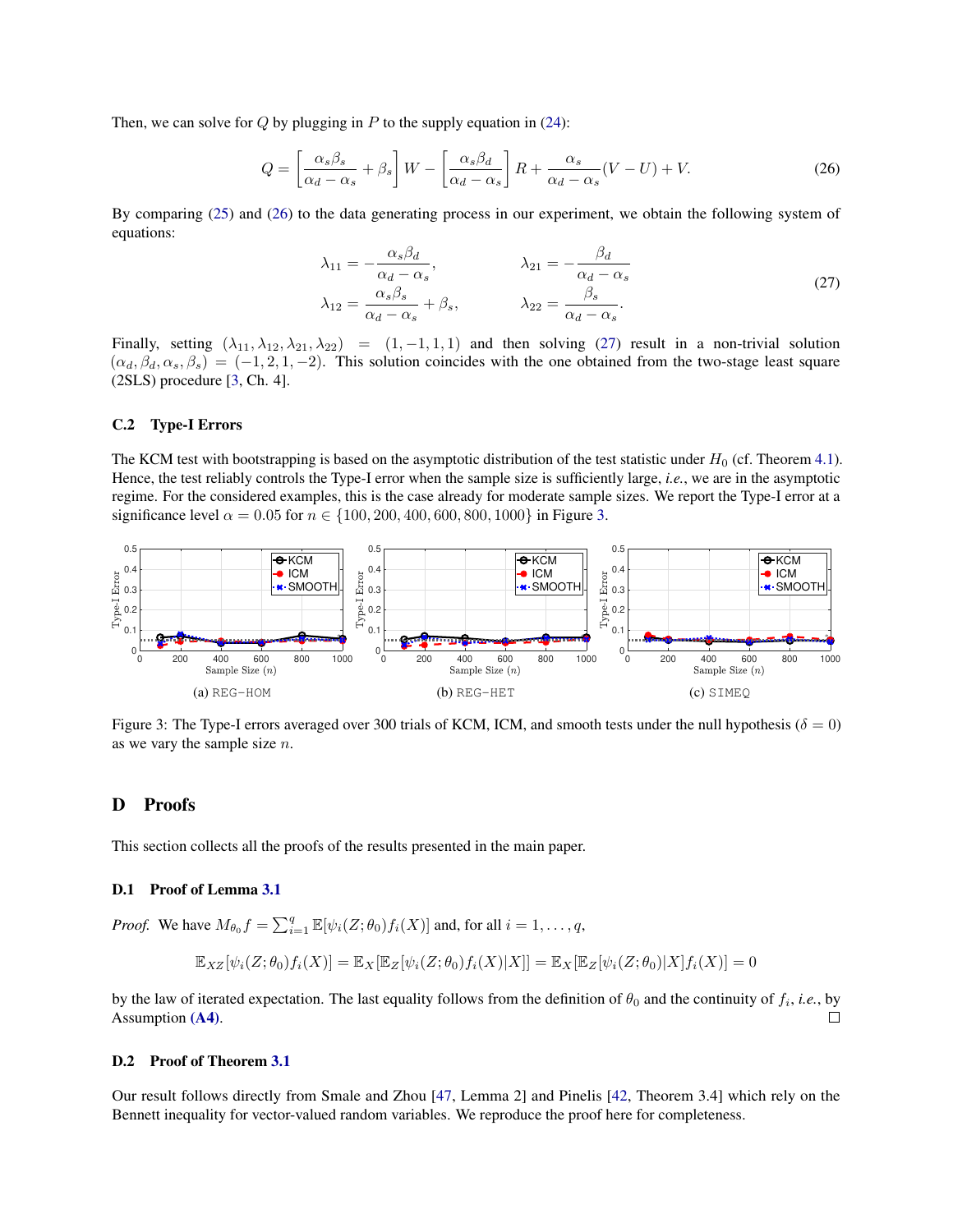Then, we can solve for $Q$ by plugging in $P$ to the supply equation in (24):

$$Q = \left[\frac{\alpha_s \beta_s}{\alpha_d - \alpha_s} + \beta_s\right] W - \left[\frac{\alpha_s \beta_d}{\alpha_d - \alpha_s}\right] R + \frac{\alpha_s}{\alpha_d - \alpha_s}(V - U) + V. \tag{26}$$

By comparing (25) and (26) to the data generating process in our experiment, we obtain the following system of equations:

$$\begin{aligned}
\lambda_{11} &= -\frac{\alpha_s \beta_d}{\alpha_d - \alpha_s}, & \lambda_{21} &= -\frac{\beta_d}{\alpha_d - \alpha_s} \\
\lambda_{12} &= \frac{\alpha_s \beta_s}{\alpha_d - \alpha_s} + \beta_s, & \lambda_{22} &= \frac{\beta_s}{\alpha_d - \alpha_s}.
\end{aligned} \tag{27}$$

Finally, setting $(\lambda_{11}, \lambda_{12}, \lambda_{21}, \lambda_{22}) = (1, -1, 1, 1)$ and then solving (27) result in a non-trivial solution $(\alpha_d, \beta_d, \alpha_s, \beta_s) = (-1, 2, 1, -2)$. This solution coincides with the one obtained from the two-stage least square (2SLS) procedure [3, Ch. 4].

### C.2 Type-I Errors

The KCM test with bootstrapping is based on the asymptotic distribution of the test statistic under $H_0$ (cf. Theorem 4.1). Hence, the test reliably controls the Type-I error when the sample size is sufficiently large, *i.e.*, we are in the asymptotic regime. For the considered examples, this is the case already for moderate sample sizes. We report the Type-I error at a significance level $\alpha = 0.05$ for $n \in \{100, 200, 400, 600, 800, 1000\}$ in Figure 3.

(a) REG-HOM (b) REG-HET (c) SIMEQ

Figure 3: The Type-I errors averaged over 300 trials of KCM, ICM, and smooth tests under the null hypothesis ($\delta = 0$) as we vary the sample size $n$.

## D Proofs

This section collects all the proofs of the results presented in the main paper.

### D.1 Proof of Lemma 3.1

*Proof.* We have $M_{\theta_0} f = \sum_{i=1}^{q} \mathbb{E}[\psi_i(Z; \theta_0) f_i(X)]$ and, for all $i = 1, \ldots, q$,

$$\mathbb{E}_{XZ}[\psi_i(Z; \theta_0) f_i(X)] = \mathbb{E}_X[\mathbb{E}_Z[\psi_i(Z; \theta_0) f_i(X) | X]] = \mathbb{E}_X[\mathbb{E}_Z[\psi_i(Z; \theta_0) | X] f_i(X)] = 0$$

by the law of iterated expectation. The last equality follows from the definition of $\theta_0$ and the continuity of $f_i$, *i.e.*, by Assumption **(A4)**. □

### D.2 Proof of Theorem 3.1

Our result follows directly from Smale and Zhou [47, Lemma 2] and Pinelis [42, Theorem 3.4] which rely on the Bennett inequality for vector-valued random variables. We reproduce the proof here for completeness.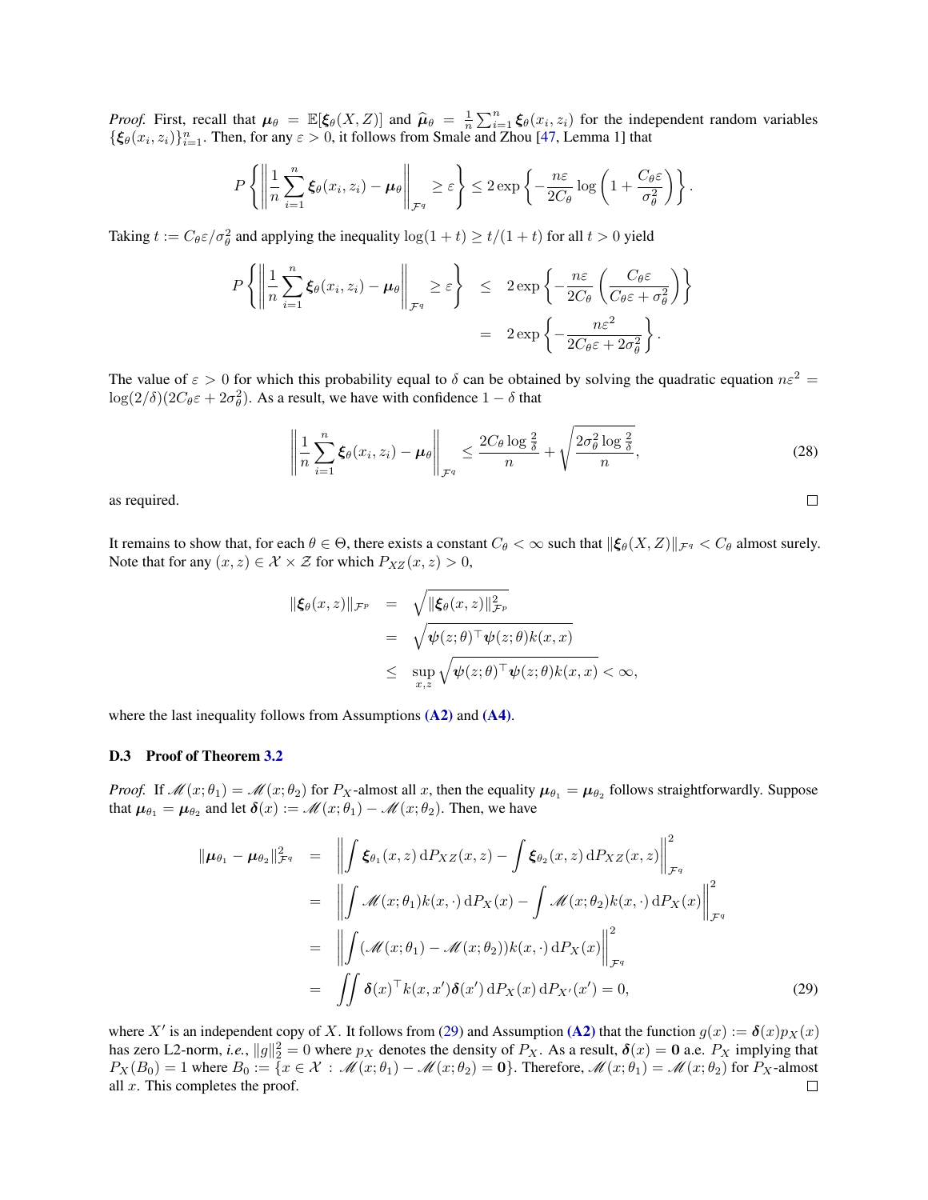*Proof.* First, recall that $\boldsymbol{\mu}_\theta = \mathbb{E}[\boldsymbol{\xi}_\theta(X,Z)]$ and $\widehat{\boldsymbol{\mu}}_\theta = \frac{1}{n}\sum_{i=1}^n \boldsymbol{\xi}_\theta(x_i,z_i)$ for the independent random variables $\{\boldsymbol{\xi}_\theta(x_i,z_i)\}_{i=1}^n$. Then, for any $\varepsilon > 0$, it follows from Smale and Zhou [47, Lemma 1] that

$$
P\left\{\left\|\frac{1}{n}\sum_{i=1}^n \boldsymbol{\xi}_\theta(x_i,z_i) - \boldsymbol{\mu}_\theta\right\|_{\mathcal{F}^q} \geq \varepsilon\right\} \leq 2\exp\left\{-\frac{n\varepsilon}{2C_\theta}\log\left(1+\frac{C_\theta\varepsilon}{\sigma_\theta^2}\right)\right\}.
$$

Taking $t := C_\theta\varepsilon/\sigma_\theta^2$ and applying the inequality $\log(1+t) \geq t/(1+t)$ for all $t > 0$ yield

$$
\begin{aligned}
P\left\{\left\|\frac{1}{n}\sum_{i=1}^n \boldsymbol{\xi}_\theta(x_i,z_i) - \boldsymbol{\mu}_\theta\right\|_{\mathcal{F}^q} \geq \varepsilon\right\} &\leq 2\exp\left\{-\frac{n\varepsilon}{2C_\theta}\left(\frac{C_\theta\varepsilon}{C_\theta\varepsilon+\sigma_\theta^2}\right)\right\} \\
&= 2\exp\left\{-\frac{n\varepsilon^2}{2C_\theta\varepsilon + 2\sigma_\theta^2}\right\}.
\end{aligned}
$$

The value of $\varepsilon > 0$ for which this probability equal to $\delta$ can be obtained by solving the quadratic equation $n\varepsilon^2 = \log(2/\delta)(2C_\theta\varepsilon + 2\sigma_\theta^2)$. As a result, we have with confidence $1-\delta$ that

$$
\left\|\frac{1}{n}\sum_{i=1}^n \boldsymbol{\xi}_\theta(x_i,z_i) - \boldsymbol{\mu}_\theta\right\|_{\mathcal{F}^q} \leq \frac{2C_\theta \log\frac{2}{\delta}}{n} + \sqrt{\frac{2\sigma_\theta^2\log\frac{2}{\delta}}{n}}, \tag{28}
$$

as required. ◻

It remains to show that, for each $\theta \in \Theta$, there exists a constant $C_\theta < \infty$ such that $\|\boldsymbol{\xi}_\theta(X,Z)\|_{\mathcal{F}^q} < C_\theta$ almost surely. Note that for any $(x,z) \in \mathcal{X}\times\mathcal{Z}$ for which $P_{XZ}(x,z) > 0$,

$$
\begin{aligned}
\|\boldsymbol{\xi}_\theta(x,z)\|_{\mathcal{F}^p} &= \sqrt{\|\boldsymbol{\xi}_\theta(x,z)\|_{\mathcal{F}^p}^2} \\
&= \sqrt{\boldsymbol{\psi}(z;\theta)^\top\boldsymbol{\psi}(z;\theta)k(x,x)} \\
&\leq \sup_{x,z}\sqrt{\boldsymbol{\psi}(z;\theta)^\top\boldsymbol{\psi}(z;\theta)k(x,x)} < \infty,
\end{aligned}
$$

where the last inequality follows from Assumptions **(A2)** and **(A4)**.

### D.3 Proof of Theorem 3.2

*Proof.* If $\mathscr{M}(x;\theta_1) = \mathscr{M}(x;\theta_2)$ for $P_X$-almost all $x$, then the equality $\boldsymbol{\mu}_{\theta_1} = \boldsymbol{\mu}_{\theta_2}$ follows straightforwardly. Suppose that $\boldsymbol{\mu}_{\theta_1} = \boldsymbol{\mu}_{\theta_2}$ and let $\boldsymbol{\delta}(x) := \mathscr{M}(x;\theta_1) - \mathscr{M}(x;\theta_2)$. Then, we have

$$
\begin{aligned}
\|\boldsymbol{\mu}_{\theta_1} - \boldsymbol{\mu}_{\theta_2}\|_{\mathcal{F}^q}^2 &= \left\|\int \boldsymbol{\xi}_{\theta_1}(x,z)\,\mathrm{d}P_{XZ}(x,z) - \int \boldsymbol{\xi}_{\theta_2}(x,z)\,\mathrm{d}P_{XZ}(x,z)\right\|_{\mathcal{F}^q}^2 \\
&= \left\|\int \mathscr{M}(x;\theta_1)k(x,\cdot)\,\mathrm{d}P_X(x) - \int \mathscr{M}(x;\theta_2)k(x,\cdot)\,\mathrm{d}P_X(x)\right\|_{\mathcal{F}^q}^2 \\
&= \left\|\int (\mathscr{M}(x;\theta_1) - \mathscr{M}(x;\theta_2))k(x,\cdot)\,\mathrm{d}P_X(x)\right\|_{\mathcal{F}^q}^2 \\
&= \iint \boldsymbol{\delta}(x)^\top k(x,x')\boldsymbol{\delta}(x')\,\mathrm{d}P_X(x)\,\mathrm{d}P_{X'}(x') = 0,
\end{aligned} \tag{29}
$$

where $X'$ is an independent copy of $X$. It follows from (29) and Assumption **(A2)** that the function $g(x) := \boldsymbol{\delta}(x)p_X(x)$ has zero L2-norm, *i.e.*, $\|g\|_2^2 = 0$ where $p_X$ denotes the density of $P_X$. As a result, $\boldsymbol{\delta}(x) = \mathbf{0}$ a.e. $P_X$ implying that $P_X(B_0) = 1$ where $B_0 := \{x \in \mathcal{X} : \mathscr{M}(x;\theta_1) - \mathscr{M}(x;\theta_2) = \mathbf{0}\}$. Therefore, $\mathscr{M}(x;\theta_1) = \mathscr{M}(x;\theta_2)$ for $P_X$-almost all $x$. This completes the proof. ◻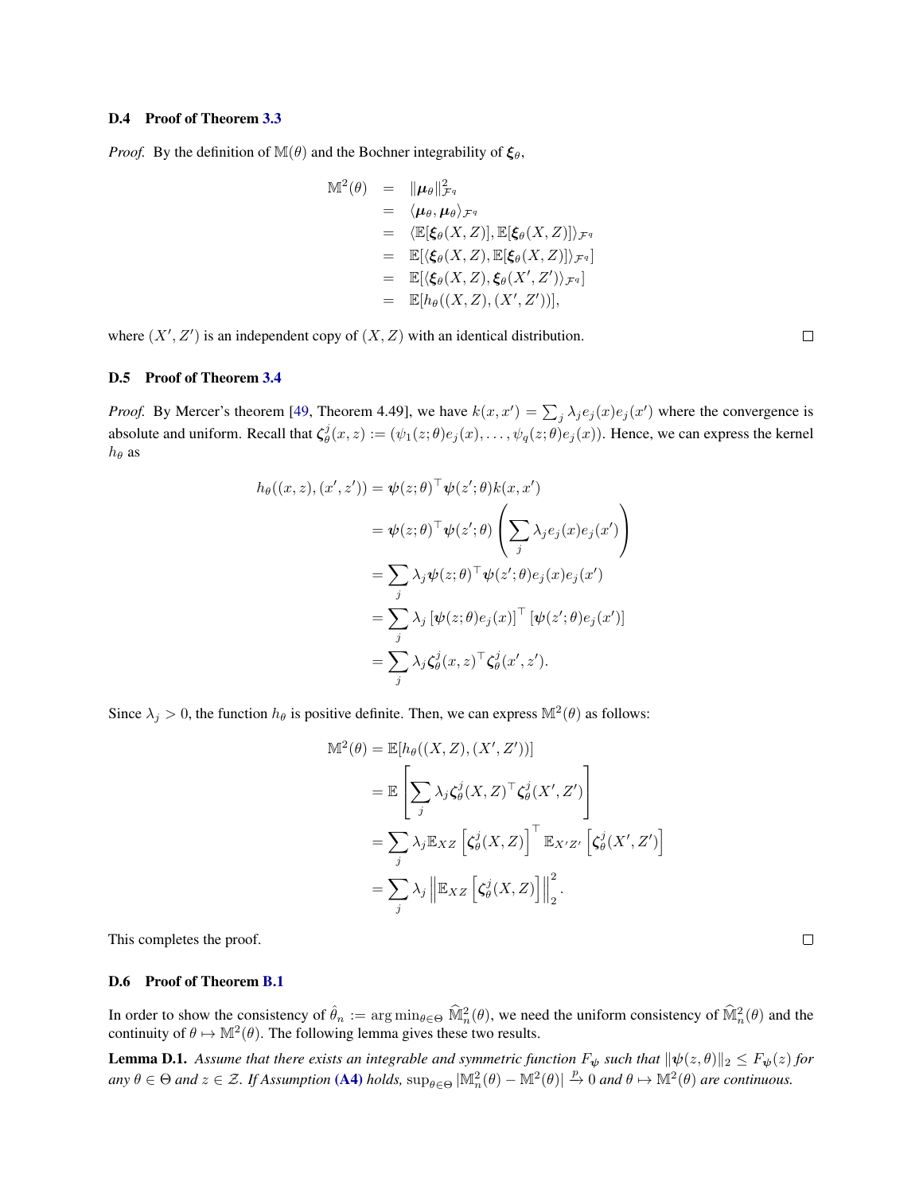### D.4 Proof of Theorem 3.3

*Proof.* By the definition of $\mathbb{M}(\theta)$ and the Bochner integrability of $\boldsymbol{\xi}_\theta$,

$$
\begin{aligned}
\mathbb{M}^2(\theta) &= \|\boldsymbol{\mu}_\theta\|^2_{\mathcal{F}^q} \\
&= \langle \boldsymbol{\mu}_\theta, \boldsymbol{\mu}_\theta \rangle_{\mathcal{F}^q} \\
&= \langle \mathbb{E}[\boldsymbol{\xi}_\theta(X,Z)], \mathbb{E}[\boldsymbol{\xi}_\theta(X,Z)] \rangle_{\mathcal{F}^q} \\
&= \mathbb{E}[\langle \boldsymbol{\xi}_\theta(X,Z), \mathbb{E}[\boldsymbol{\xi}_\theta(X,Z)] \rangle_{\mathcal{F}^q}] \\
&= \mathbb{E}[\langle \boldsymbol{\xi}_\theta(X,Z), \boldsymbol{\xi}_\theta(X',Z') \rangle_{\mathcal{F}^q}] \\
&= \mathbb{E}[h_\theta((X,Z),(X',Z'))],
\end{aligned}
$$

where $(X',Z')$ is an independent copy of $(X,Z)$ with an identical distribution. ◻

### D.5 Proof of Theorem 3.4

*Proof.* By Mercer's theorem [49, Theorem 4.49], we have $k(x,x') = \sum_j \lambda_j e_j(x) e_j(x')$ where the convergence is absolute and uniform. Recall that $\boldsymbol{\zeta}^j_\theta(x,z) := (\psi_1(z;\theta)e_j(x), \ldots, \psi_q(z;\theta)e_j(x))$. Hence, we can express the kernel $h_\theta$ as

$$
\begin{aligned}
h_\theta((x,z),(x',z')) &= \boldsymbol{\psi}(z;\theta)^\top \boldsymbol{\psi}(z';\theta) k(x,x') \\
&= \boldsymbol{\psi}(z;\theta)^\top \boldsymbol{\psi}(z';\theta) \left( \sum_j \lambda_j e_j(x) e_j(x') \right) \\
&= \sum_j \lambda_j \boldsymbol{\psi}(z;\theta)^\top \boldsymbol{\psi}(z';\theta) e_j(x) e_j(x') \\
&= \sum_j \lambda_j \left[ \boldsymbol{\psi}(z;\theta) e_j(x) \right]^\top \left[ \boldsymbol{\psi}(z';\theta) e_j(x') \right] \\
&= \sum_j \lambda_j \boldsymbol{\zeta}^j_\theta(x,z)^\top \boldsymbol{\zeta}^j_\theta(x',z').
\end{aligned}
$$

Since $\lambda_j > 0$, the function $h_\theta$ is positive definite. Then, we can express $\mathbb{M}^2(\theta)$ as follows:

$$
\begin{aligned}
\mathbb{M}^2(\theta) &= \mathbb{E}[h_\theta((X,Z),(X',Z'))] \\
&= \mathbb{E}\left[ \sum_j \lambda_j \boldsymbol{\zeta}^j_\theta(X,Z)^\top \boldsymbol{\zeta}^j_\theta(X',Z') \right] \\
&= \sum_j \lambda_j \mathbb{E}_{XZ}\left[ \boldsymbol{\zeta}^j_\theta(X,Z) \right]^\top \mathbb{E}_{X'Z'}\left[ \boldsymbol{\zeta}^j_\theta(X',Z') \right] \\
&= \sum_j \lambda_j \left\| \mathbb{E}_{XZ}\left[ \boldsymbol{\zeta}^j_\theta(X,Z) \right] \right\|_2^2.
\end{aligned}
$$

This completes the proof. ◻

### D.6 Proof of Theorem B.1

In order to show the consistency of $\hat{\theta}_n := \arg\min_{\theta\in\Theta} \widehat{\mathbb{M}}^2_n(\theta)$, we need the uniform consistency of $\widehat{\mathbb{M}}^2_n(\theta)$ and the continuity of $\theta \mapsto \mathbb{M}^2(\theta)$. The following lemma gives these two results.

**Lemma D.1.** *Assume that there exists an integrable and symmetric function $F_{\boldsymbol{\psi}}$ such that $\|\boldsymbol{\psi}(z,\theta)\|_2 \le F_{\boldsymbol{\psi}}(z)$ for any $\theta \in \Theta$ and $z \in \mathcal{Z}$. If Assumption (A4) holds, $\sup_{\theta\in\Theta} |\widehat{\mathbb{M}}^2_n(\theta) - \mathbb{M}^2(\theta)| \xrightarrow{p} 0$ and $\theta \mapsto \mathbb{M}^2(\theta)$ are continuous.*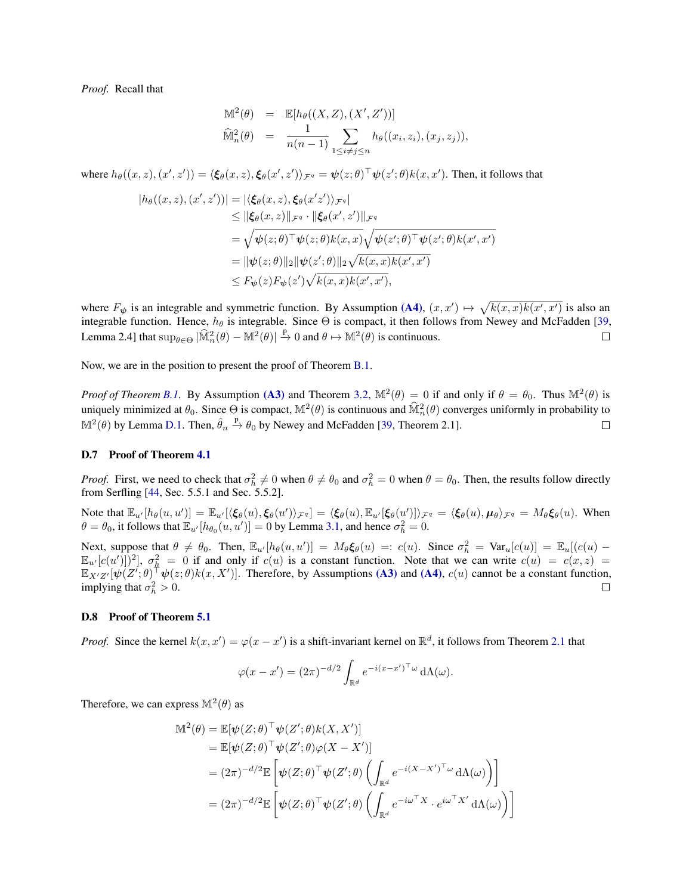*Proof.* Recall that

$$
\begin{aligned}
\mathbb{M}^2(\theta) &= \mathbb{E}[h_\theta((X,Z),(X',Z'))] \\
\widehat{\mathbb{M}}_n^2(\theta) &= \frac{1}{n(n-1)} \sum_{1\le i\ne j\le n} h_\theta((x_i,z_i),(x_j,z_j)),
\end{aligned}
$$

where $h_\theta((x,z),(x',z')) = \langle \boldsymbol{\xi}_\theta(x,z), \boldsymbol{\xi}_\theta(x',z')\rangle_{\mathcal{F}^q} = \boldsymbol{\psi}(z;\theta)^\top \boldsymbol{\psi}(z';\theta)k(x,x')$. Then, it follows that

$$
\begin{aligned}
|h_\theta((x,z),(x',z'))| &= |\langle \boldsymbol{\xi}_\theta(x,z), \boldsymbol{\xi}_\theta(x'z')\rangle_{\mathcal{F}^q}| \\
&\le \|\boldsymbol{\xi}_\theta(x,z)\|_{\mathcal{F}^q} \cdot \|\boldsymbol{\xi}_\theta(x',z')\|_{\mathcal{F}^q} \\
&= \sqrt{\boldsymbol{\psi}(z;\theta)^\top \boldsymbol{\psi}(z;\theta)k(x,x)}\sqrt{\boldsymbol{\psi}(z';\theta)^\top \boldsymbol{\psi}(z';\theta)k(x',x')} \\
&= \|\boldsymbol{\psi}(z;\theta)\|_2 \|\boldsymbol{\psi}(z';\theta)\|_2 \sqrt{k(x,x)k(x',x')} \\
&\le F_{\boldsymbol{\psi}}(z)F_{\boldsymbol{\psi}}(z')\sqrt{k(x,x)k(x',x')},
\end{aligned}
$$

where $F_{\boldsymbol{\psi}}$ is an integrable and symmetric function. By Assumption (A4), $(x,x') \mapsto \sqrt{k(x,x)k(x',x')}$ is also an integrable function. Hence, $h_\theta$ is integrable. Since $\Theta$ is compact, it then follows from Newey and McFadden [39, Lemma 2.4] that $\sup_{\theta\in\Theta} |\widehat{\mathbb{M}}_n^2(\theta) - \mathbb{M}^2(\theta)| \xrightarrow{\text{p}} 0$ and $\theta \mapsto \mathbb{M}^2(\theta)$ is continuous. □

Now, we are in the position to present the proof of Theorem B.1.

*Proof of Theorem B.1.* By Assumption (A3) and Theorem 3.2, $\mathbb{M}^2(\theta) = 0$ if and only if $\theta = \theta_0$. Thus $\mathbb{M}^2(\theta)$ is uniquely minimized at $\theta_0$. Since $\Theta$ is compact, $\mathbb{M}^2(\theta)$ is continuous and $\widehat{\mathbb{M}}_n^2(\theta)$ converges uniformly in probability to $\mathbb{M}^2(\theta)$ by Lemma D.1. Then, $\hat{\theta}_n \xrightarrow{\text{p}} \theta_0$ by Newey and McFadden [39, Theorem 2.1]. □

### D.7 Proof of Theorem 4.1

*Proof.* First, we need to check that $\sigma_h^2 \ne 0$ when $\theta \ne \theta_0$ and $\sigma_h^2 = 0$ when $\theta = \theta_0$. Then, the results follow directly from Serfling [44, Sec. 5.5.1 and Sec. 5.5.2].

Note that $\mathbb{E}_{u'}[h_\theta(u,u')] = \mathbb{E}_{u'}[\langle \boldsymbol{\xi}_\theta(u), \boldsymbol{\xi}_\theta(u')\rangle_{\mathcal{F}^q}] = \langle \boldsymbol{\xi}_\theta(u), \mathbb{E}_{u'}[\boldsymbol{\xi}_\theta(u')]\rangle_{\mathcal{F}^q} = \langle \boldsymbol{\xi}_\theta(u), \boldsymbol{\mu}_\theta\rangle_{\mathcal{F}^q} = M_\theta \boldsymbol{\xi}_\theta(u)$. When $\theta = \theta_0$, it follows that $\mathbb{E}_{u'}[h_{\theta_0}(u,u')] = 0$ by Lemma 3.1, and hence $\sigma_h^2 = 0$.

Next, suppose that $\theta \ne \theta_0$. Then, $\mathbb{E}_{u'}[h_\theta(u,u')] = M_\theta \boldsymbol{\xi}_\theta(u) =: c(u)$. Since $\sigma_h^2 = \mathrm{Var}_u[c(u)] = \mathbb{E}_u[(c(u) - \mathbb{E}_{u'}[c(u')])^2]$, $\sigma_h^2 = 0$ if and only if $c(u)$ is a constant function. Note that we can write $c(u) = c(x,z) = \mathbb{E}_{X'Z'}[\boldsymbol{\psi}(Z';\theta)^\top \boldsymbol{\psi}(z;\theta)k(x,X')]$. Therefore, by Assumptions (A3) and (A4), $c(u)$ cannot be a constant function, implying that $\sigma_h^2 > 0$. □

### D.8 Proof of Theorem 5.1

*Proof.* Since the kernel $k(x,x') = \varphi(x-x')$ is a shift-invariant kernel on $\mathbb{R}^d$, it follows from Theorem 2.1 that

$$
\varphi(x-x') = (2\pi)^{-d/2} \int_{\mathbb{R}^d} e^{-i(x-x')^\top \omega} \, \mathrm{d}\Lambda(\omega).
$$

Therefore, we can express $\mathbb{M}^2(\theta)$ as

$$
\begin{aligned}
\mathbb{M}^2(\theta) &= \mathbb{E}[\boldsymbol{\psi}(Z;\theta)^\top \boldsymbol{\psi}(Z';\theta)k(X,X')] \\
&= \mathbb{E}[\boldsymbol{\psi}(Z;\theta)^\top \boldsymbol{\psi}(Z';\theta)\varphi(X-X')] \\
&= (2\pi)^{-d/2}\mathbb{E}\left[\boldsymbol{\psi}(Z;\theta)^\top \boldsymbol{\psi}(Z';\theta)\left(\int_{\mathbb{R}^d} e^{-i(X-X')^\top\omega}\,\mathrm{d}\Lambda(\omega)\right)\right] \\
&= (2\pi)^{-d/2}\mathbb{E}\left[\boldsymbol{\psi}(Z;\theta)^\top \boldsymbol{\psi}(Z';\theta)\left(\int_{\mathbb{R}^d} e^{-i\omega^\top X}\cdot e^{i\omega^\top X'}\,\mathrm{d}\Lambda(\omega)\right)\right]
\end{aligned}
$$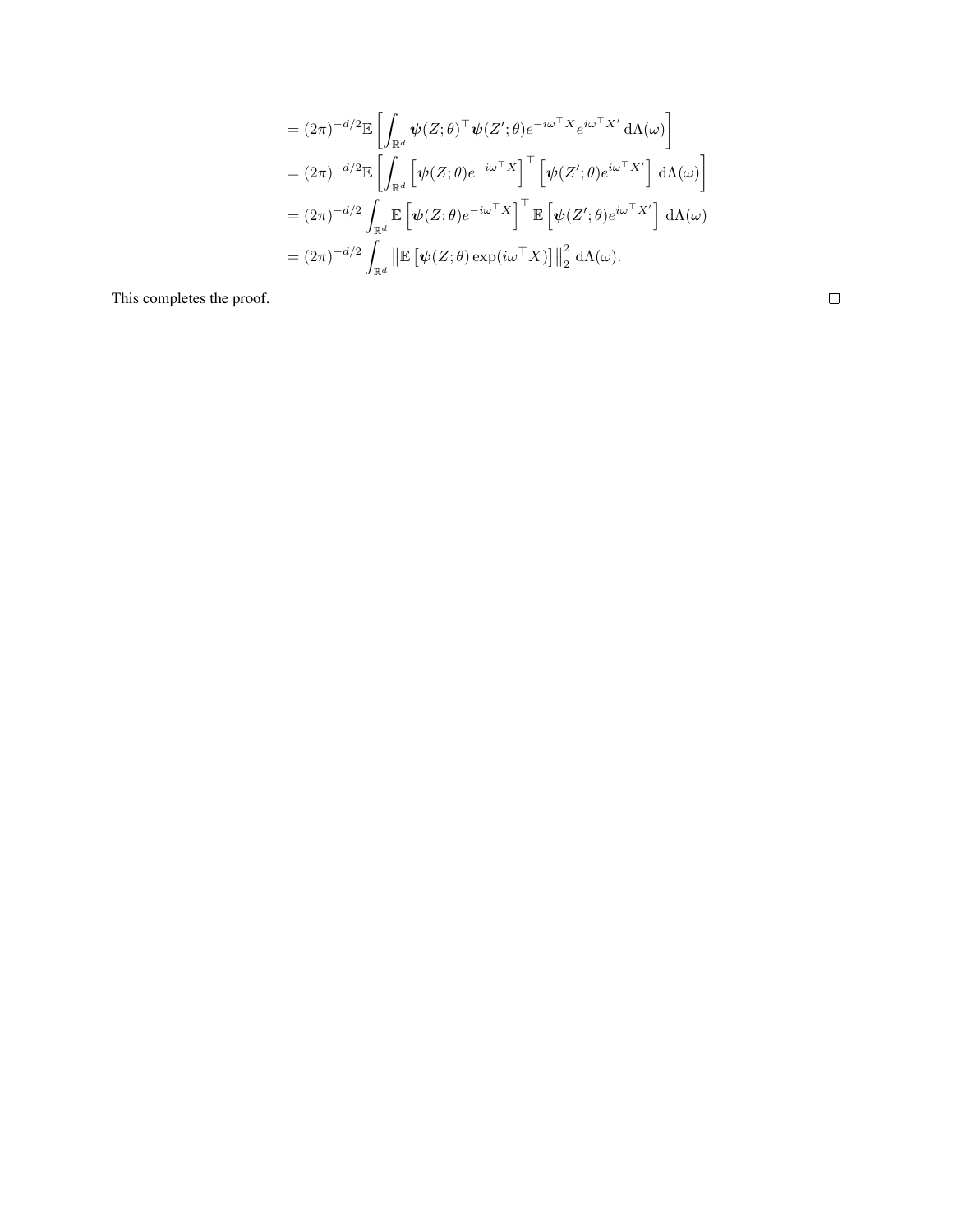$$
\begin{aligned}
&= (2\pi)^{-d/2}\mathbb{E}\left[\int_{\mathbb{R}^d} \boldsymbol{\psi}(Z;\theta)^\top \boldsymbol{\psi}(Z';\theta) e^{-i\omega^\top X} e^{i\omega^\top X'} \,\mathrm{d}\Lambda(\omega)\right] \\
&= (2\pi)^{-d/2}\mathbb{E}\left[\int_{\mathbb{R}^d} \left[\boldsymbol{\psi}(Z;\theta) e^{-i\omega^\top X}\right]^\top \left[\boldsymbol{\psi}(Z';\theta) e^{i\omega^\top X'}\right] \,\mathrm{d}\Lambda(\omega)\right] \\
&= (2\pi)^{-d/2}\int_{\mathbb{R}^d} \mathbb{E}\left[\boldsymbol{\psi}(Z;\theta) e^{-i\omega^\top X}\right]^\top \mathbb{E}\left[\boldsymbol{\psi}(Z';\theta) e^{i\omega^\top X'}\right] \,\mathrm{d}\Lambda(\omega) \\
&= (2\pi)^{-d/2}\int_{\mathbb{R}^d} \left\|\mathbb{E}\left[\boldsymbol{\psi}(Z;\theta) \exp(i\omega^\top X)\right]\right\|_2^2 \,\mathrm{d}\Lambda(\omega).
\end{aligned}
$$

This completes the proof. □